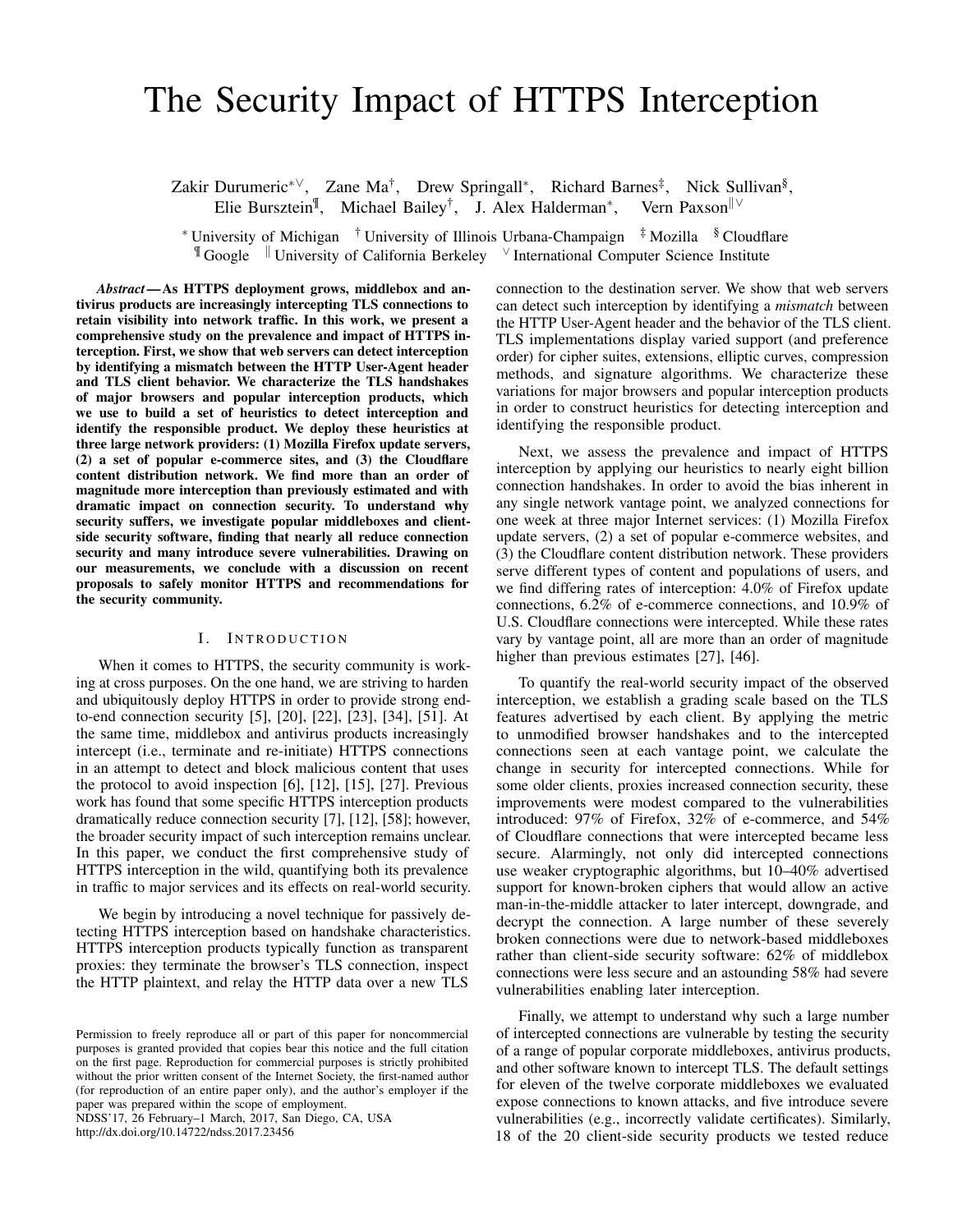# The Security Impact of HTTPS Interception

Zakir Durumeric[∗∨], Zane Ma[†], Drew Springall[∗], Richard Barnes[‡], Nick Sullivan[§], Elie Bursztein[¶], Michael Bailey[†], J. Alex Halderman[∗], Vern Paxson[‖∨]

[∗] University of Michigan [†] University of Illinois Urbana-Champaign [‡] Mozilla [§] Cloudflare
[¶] Google [‖] University of California Berkeley [∨] International Computer Science Institute

***Abstract*—As HTTPS deployment grows, middlebox and antivirus products are increasingly intercepting TLS connections to retain visibility into network traffic. In this work, we present a comprehensive study on the prevalence and impact of HTTPS interception. First, we show that web servers can detect interception by identifying a mismatch between the HTTP User-Agent header and TLS client behavior. We characterize the TLS handshakes of major browsers and popular interception products, which we use to build a set of heuristics to detect interception and identify the responsible product. We deploy these heuristics at three large network providers: (1) Mozilla Firefox update servers, (2) a set of popular e-commerce sites, and (3) the Cloudflare content distribution network. We find more than an order of magnitude more interception than previously estimated and with dramatic impact on connection security. To understand why security suffers, we investigate popular middleboxes and client-side security software, finding that nearly all reduce connection security and many introduce severe vulnerabilities. Drawing on our measurements, we conclude with a discussion on recent proposals to safely monitor HTTPS and recommendations for the security community.**

## I. Introduction

When it comes to HTTPS, the security community is working at cross purposes. On the one hand, we are striving to harden and ubiquitously deploy HTTPS in order to provide strong end-to-end connection security [5], [20], [22], [23], [34], [51]. At the same time, middlebox and antivirus products increasingly intercept (i.e., terminate and re-initiate) HTTPS connections in an attempt to detect and block malicious content that uses the protocol to avoid inspection [6], [12], [15], [27]. Previous work has found that some specific HTTPS interception products dramatically reduce connection security [7], [12], [58]; however, the broader security impact of such interception remains unclear. In this paper, we conduct the first comprehensive study of HTTPS interception in the wild, quantifying both its prevalence in traffic to major services and its effects on real-world security.

We begin by introducing a novel technique for passively detecting HTTPS interception based on handshake characteristics. HTTPS interception products typically function as transparent proxies: they terminate the browser's TLS connection, inspect the HTTP plaintext, and relay the HTTP data over a new TLS connection to the destination server. We show that web servers can detect such interception by identifying a *mismatch* between the HTTP User-Agent header and the behavior of the TLS client. TLS implementations display varied support (and preference order) for cipher suites, extensions, elliptic curves, compression methods, and signature algorithms. We characterize these variations for major browsers and popular interception products in order to construct heuristics for detecting interception and identifying the responsible product.

Next, we assess the prevalence and impact of HTTPS interception by applying our heuristics to nearly eight billion connection handshakes. In order to avoid the bias inherent in any single network vantage point, we analyzed connections for one week at three major Internet services: (1) Mozilla Firefox update servers, (2) a set of popular e-commerce websites, and (3) the Cloudflare content distribution network. These providers serve different types of content and populations of users, and we find differing rates of interception: 4.0% of Firefox update connections, 6.2% of e-commerce connections, and 10.9% of U.S. Cloudflare connections were intercepted. While these rates vary by vantage point, all are more than an order of magnitude higher than previous estimates [27], [46].

To quantify the real-world security impact of the observed interception, we establish a grading scale based on the TLS features advertised by each client. By applying the metric to unmodified browser handshakes and to the intercepted connections seen at each vantage point, we calculate the change in security for intercepted connections. While for some older clients, proxies increased connection security, these improvements were modest compared to the vulnerabilities introduced: 97% of Firefox, 32% of e-commerce, and 54% of Cloudflare connections that were intercepted became less secure. Alarmingly, not only did intercepted connections use weaker cryptographic algorithms, but 10–40% advertised support for known-broken ciphers that would allow an active man-in-the-middle attacker to later intercept, downgrade, and decrypt the connection. A large number of these severely broken connections were due to network-based middleboxes rather than client-side security software: 62% of middlebox connections were less secure and an astounding 58% had severe vulnerabilities enabling later interception.

Finally, we attempt to understand why such a large number of intercepted connections are vulnerable by testing the security of a range of popular corporate middleboxes, antivirus products, and other software known to intercept TLS. The default settings for eleven of the twelve corporate middleboxes we evaluated expose connections to known attacks, and five introduce severe vulnerabilities (e.g., incorrectly validate certificates). Similarly, 18 of the 20 client-side security products we tested reduce

Permission to freely reproduce all or part of this paper for noncommercial purposes is granted provided that copies bear this notice and the full citation on the first page. Reproduction for commercial purposes is strictly prohibited without the prior written consent of the Internet Society, the first-named author (for reproduction of an entire paper only), and the author's employer if the paper was prepared within the scope of employment.
NDSS'17, 26 February–1 March, 2017, San Diego, CA, USA
http://dx.doi.org/10.14722/ndss.2017.23456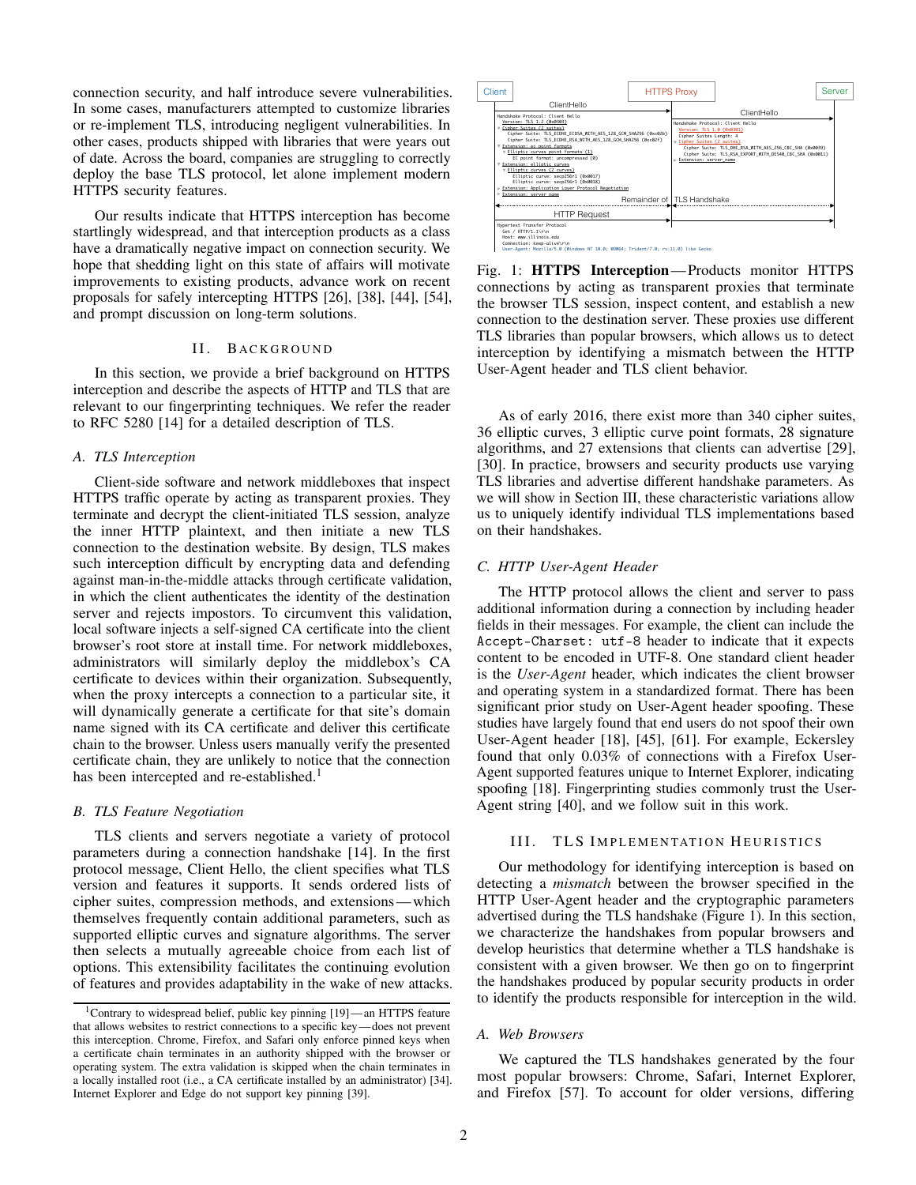connection security, and half introduce severe vulnerabilities. In some cases, manufacturers attempted to customize libraries or re-implement TLS, introducing negligent vulnerabilities. In other cases, products shipped with libraries that were years out of date. Across the board, companies are struggling to correctly deploy the base TLS protocol, let alone implement modern HTTPS security features.

Our results indicate that HTTPS interception has become startlingly widespread, and that interception products as a class have a dramatically negative impact on connection security. We hope that shedding light on this state of affairs will motivate improvements to existing products, advance work on recent proposals for safely intercepting HTTPS [26], [38], [44], [54], and prompt discussion on long-term solutions.

## II. Background

In this section, we provide a brief background on HTTPS interception and describe the aspects of HTTP and TLS that are relevant to our fingerprinting techniques. We refer the reader to RFC 5280 [14] for a detailed description of TLS.

### A. TLS Interception

Client-side software and network middleboxes that inspect HTTPS traffic operate by acting as transparent proxies. They terminate and decrypt the client-initiated TLS session, analyze the inner HTTP plaintext, and then initiate a new TLS connection to the destination website. By design, TLS makes such interception difficult by encrypting data and defending against man-in-the-middle attacks through certificate validation, in which the client authenticates the identity of the destination server and rejects impostors. To circumvent this validation, local software injects a self-signed CA certificate into the client browser's root store at install time. For network middleboxes, administrators will similarly deploy the middlebox's CA certificate to devices within their organization. Subsequently, when the proxy intercepts a connection to a particular site, it will dynamically generate a certificate for that site's domain name signed with its CA certificate and deliver this certificate chain to the browser. Unless users manually verify the presented certificate chain, they are unlikely to notice that the connection has been intercepted and re-established.[1]

### B. TLS Feature Negotiation

TLS clients and servers negotiate a variety of protocol parameters during a connection handshake [14]. In the first protocol message, Client Hello, the client specifies what TLS version and features it supports. It sends ordered lists of cipher suites, compression methods, and extensions — which themselves frequently contain additional parameters, such as supported elliptic curves and signature algorithms. The server then selects a mutually agreeable choice from each list of options. This extensibility facilitates the continuing evolution of features and provides adaptability in the wake of new attacks.

[1] Contrary to widespread belief, public key pinning [19] — an HTTPS feature that allows websites to restrict connections to a specific key — does not prevent this interception. Chrome, Firefox, and Safari only enforce pinned keys when a certificate chain terminates in an authority shipped with the browser or operating system. The extra validation is skipped when the chain terminates in a locally installed root (i.e., a CA certificate installed by an administrator) [34]. Internet Explorer and Edge do not support key pinning [39].

Client | HTTPS Proxy | Server

ClientHello
```
Handshake Protocol: Client Hello
  Version: TLS 1.2 (0x0303)
  Cipher Suites (2 suites)
    Cipher Suite: TLS_ECDHE_ECDSA_WITH_AES_128_GCM_SHA256 (0xc02b)
    Cipher Suite: TLS_ECDHE_RSA_WITH_AES_128_GCM_SHA256 (0xc02f)
  Extension: ec_point_formats
    Elliptic curves point formats (1)
      EC point format: uncompressed (0)
  Extension: elliptic_curves
    Elliptic curves (2 curves)
      Elliptic curve: secp256r1 (0x0017)
      Elliptic curve: secp256r1 (0x0018)
  Extension: Application Layer Protocol Negotiation
  Extension: server_name
```

ClientHello
```
Handshake Protocol: Client Hello
  Version: TLS 1.0 (0x0301)
  Cipher Suites Length: 4
  Cipher Suites (2 suites)
    Cipher Suite: TLS_DHE_RSA_WITH_AES_256_CBC_SHA (0x0039)
    Cipher Suite: TLS_RSA_EXPORT_WITH_DES40_CBC_SHA (0x0011)
  Extension: server_name
```

Remainder of TLS Handshake

HTTP Request
```
Hypertext Transfer Protocol
  Get / HTTP/1.1\r\n
  Host: www.illinois.edu
  Connection: keep-alive\r\n
  User-Agent: Mozilla/5.0 (Windows NT 10.0; WOW64; Trident/7.0; rv:11.0) like Gecko
```

Fig. 1: **HTTPS Interception** — Products monitor HTTPS connections by acting as transparent proxies that terminate the browser TLS session, inspect content, and establish a new connection to the destination server. These proxies use different TLS libraries than popular browsers, which allows us to detect interception by identifying a mismatch between the HTTP User-Agent header and TLS client behavior.

As of early 2016, there exist more than 340 cipher suites, 36 elliptic curves, 3 elliptic curve point formats, 28 signature algorithms, and 27 extensions that clients can advertise [29], [30]. In practice, browsers and security products use varying TLS libraries and advertise different handshake parameters. As we will show in Section III, these characteristic variations allow us to uniquely identify individual TLS implementations based on their handshakes.

### C. HTTP User-Agent Header

The HTTP protocol allows the client and server to pass additional information during a connection by including header fields in their messages. For example, the client can include the `Accept-Charset: utf-8` header to indicate that it expects content to be encoded in UTF-8. One standard client header is the *User-Agent* header, which indicates the client browser and operating system in a standardized format. There has been significant prior study on User-Agent header spoofing. These studies have largely found that end users do not spoof their own User-Agent header [18], [45], [61]. For example, Eckersley found that only 0.03% of connections with a Firefox User-Agent supported features unique to Internet Explorer, indicating spoofing [18]. Fingerprinting studies commonly trust the User-Agent string [40], and we follow suit in this work.

## III. TLS Implementation Heuristics

Our methodology for identifying interception is based on detecting a *mismatch* between the browser specified in the HTTP User-Agent header and the cryptographic parameters advertised during the TLS handshake (Figure 1). In this section, we characterize the handshakes from popular browsers and develop heuristics that determine whether a TLS handshake is consistent with a given browser. We then go on to fingerprint the handshakes produced by popular security products in order to identify the products responsible for interception in the wild.

### A. Web Browsers

We captured the TLS handshakes generated by the four most popular browsers: Chrome, Safari, Internet Explorer, and Firefox [57]. To account for older versions, differing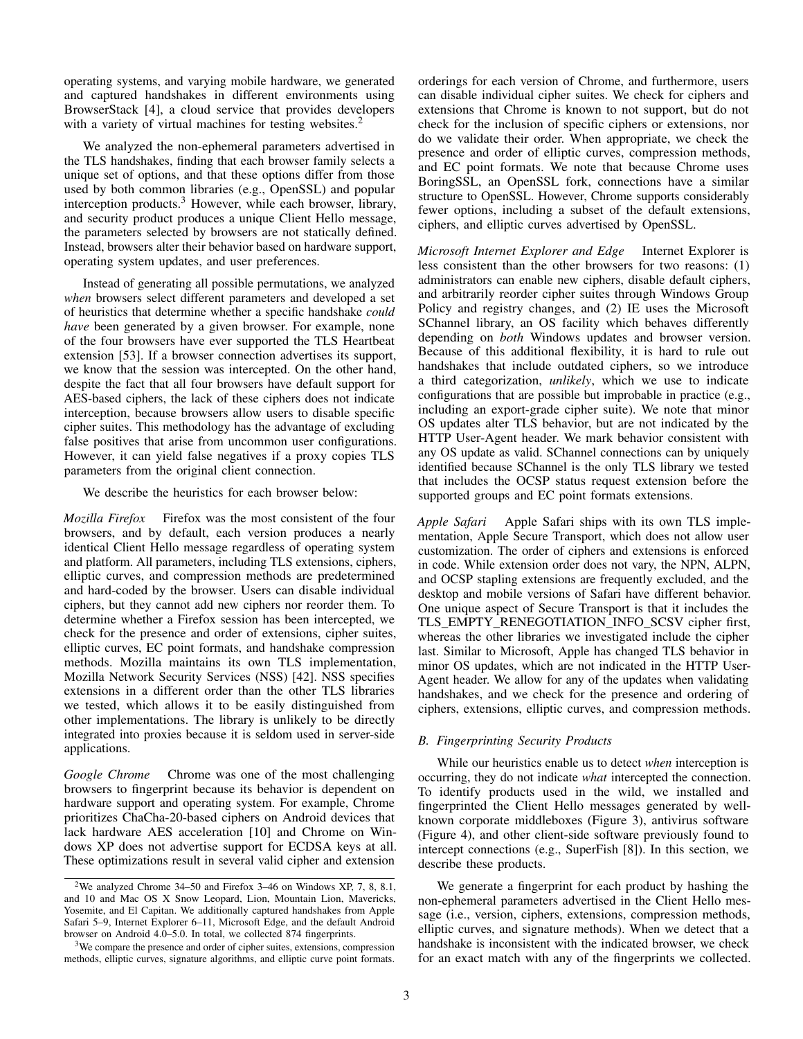operating systems, and varying mobile hardware, we generated and captured handshakes in different environments using BrowserStack [4], a cloud service that provides developers with a variety of virtual machines for testing websites.[2]

We analyzed the non-ephemeral parameters advertised in the TLS handshakes, finding that each browser family selects a unique set of options, and that these options differ from those used by both common libraries (e.g., OpenSSL) and popular interception products.[3] However, while each browser, library, and security product produces a unique Client Hello message, the parameters selected by browsers are not statically defined. Instead, browsers alter their behavior based on hardware support, operating system updates, and user preferences.

Instead of generating all possible permutations, we analyzed *when* browsers select different parameters and developed a set of heuristics that determine whether a specific handshake *could have* been generated by a given browser. For example, none of the four browsers have ever supported the TLS Heartbeat extension [53]. If a browser connection advertises its support, we know that the session was intercepted. On the other hand, despite the fact that all four browsers have default support for AES-based ciphers, the lack of these ciphers does not indicate interception, because browsers allow users to disable specific cipher suites. This methodology has the advantage of excluding false positives that arise from uncommon user configurations. However, it can yield false negatives if a proxy copies TLS parameters from the original client connection.

We describe the heuristics for each browser below:

*Mozilla Firefox* Firefox was the most consistent of the four browsers, and by default, each version produces a nearly identical Client Hello message regardless of operating system and platform. All parameters, including TLS extensions, ciphers, elliptic curves, and compression methods are predetermined and hard-coded by the browser. Users can disable individual ciphers, but they cannot add new ciphers nor reorder them. To determine whether a Firefox session has been intercepted, we check for the presence and order of extensions, cipher suites, elliptic curves, EC point formats, and handshake compression methods. Mozilla maintains its own TLS implementation, Mozilla Network Security Services (NSS) [42]. NSS specifies extensions in a different order than the other TLS libraries we tested, which allows it to be easily distinguished from other implementations. The library is unlikely to be directly integrated into proxies because it is seldom used in server-side applications.

*Google Chrome* Chrome was one of the most challenging browsers to fingerprint because its behavior is dependent on hardware support and operating system. For example, Chrome prioritizes ChaCha-20-based ciphers on Android devices that lack hardware AES acceleration [10] and Chrome on Windows XP does not advertise support for ECDSA keys at all. These optimizations result in several valid cipher and extension orderings for each version of Chrome, and furthermore, users can disable individual cipher suites. We check for ciphers and extensions that Chrome is known to not support, but do not check for the inclusion of specific ciphers or extensions, nor do we validate their order. When appropriate, we check the presence and order of elliptic curves, compression methods, and EC point formats. We note that because Chrome uses BoringSSL, an OpenSSL fork, connections have a similar structure to OpenSSL. However, Chrome supports considerably fewer options, including a subset of the default extensions, ciphers, and elliptic curves advertised by OpenSSL.

*Microsoft Internet Explorer and Edge* Internet Explorer is less consistent than the other browsers for two reasons: (1) administrators can enable new ciphers, disable default ciphers, and arbitrarily reorder cipher suites through Windows Group Policy and registry changes, and (2) IE uses the Microsoft SChannel library, an OS facility which behaves differently depending on *both* Windows updates and browser version. Because of this additional flexibility, it is hard to rule out handshakes that include outdated ciphers, so we introduce a third categorization, *unlikely*, which we use to indicate configurations that are possible but improbable in practice (e.g., including an export-grade cipher suite). We note that minor OS updates alter TLS behavior, but are not indicated by the HTTP User-Agent header. We mark behavior consistent with any OS update as valid. SChannel connections can by uniquely identified because SChannel is the only TLS library we tested that includes the OCSP status request extension before the supported groups and EC point formats extensions.

*Apple Safari* Apple Safari ships with its own TLS implementation, Apple Secure Transport, which does not allow user customization. The order of ciphers and extensions is enforced in code. While extension order does not vary, the NPN, ALPN, and OCSP stapling extensions are frequently excluded, and the desktop and mobile versions of Safari have different behavior. One unique aspect of Secure Transport is that it includes the TLS_EMPTY_RENEGOTIATION_INFO_SCSV cipher first, whereas the other libraries we investigated include the cipher last. Similar to Microsoft, Apple has changed TLS behavior in minor OS updates, which are not indicated in the HTTP User-Agent header. We allow for any of the updates when validating handshakes, and we check for the presence and ordering of ciphers, extensions, elliptic curves, and compression methods.

### B. Fingerprinting Security Products

While our heuristics enable us to detect *when* interception is occurring, they do not indicate *what* intercepted the connection. To identify products used in the wild, we installed and fingerprinted the Client Hello messages generated by well-known corporate middleboxes (Figure 3), antivirus software (Figure 4), and other client-side software previously found to intercept connections (e.g., SuperFish [8]). In this section, we describe these products.

We generate a fingerprint for each product by hashing the non-ephemeral parameters advertised in the Client Hello message (i.e., version, ciphers, extensions, compression methods, elliptic curves, and signature methods). When we detect that a handshake is inconsistent with the indicated browser, we check for an exact match with any of the fingerprints we collected.

[2] We analyzed Chrome 34–50 and Firefox 3–46 on Windows XP, 7, 8, 8.1, and 10 and Mac OS X Snow Leopard, Lion, Mountain Lion, Mavericks, Yosemite, and El Capitan. We additionally captured handshakes from Apple Safari 5–9, Internet Explorer 6–11, Microsoft Edge, and the default Android browser on Android 4.0–5.0. In total, we collected 874 fingerprints.

[3] We compare the presence and order of cipher suites, extensions, compression methods, elliptic curves, signature algorithms, and elliptic curve point formats.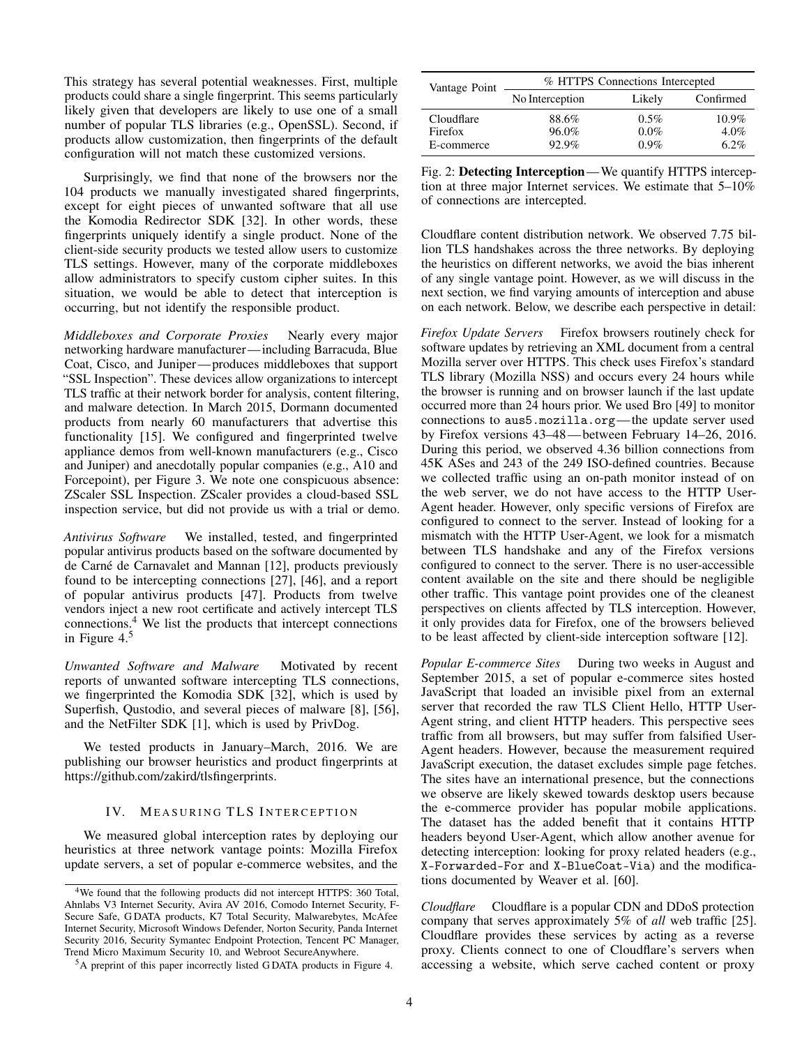This strategy has several potential weaknesses. First, multiple products could share a single fingerprint. This seems particularly likely given that developers are likely to use one of a small number of popular TLS libraries (e.g., OpenSSL). Second, if products allow customization, then fingerprints of the default configuration will not match these customized versions.

Surprisingly, we find that none of the browsers nor the 104 products we manually investigated shared fingerprints, except for eight pieces of unwanted software that all use the Komodia Redirector SDK [32]. In other words, these fingerprints uniquely identify a single product. None of the client-side security products we tested allow users to customize TLS settings. However, many of the corporate middleboxes allow administrators to specify custom cipher suites. In this situation, we would be able to detect that interception is occurring, but not identify the responsible product.

*Middleboxes and Corporate Proxies* Nearly every major networking hardware manufacturer — including Barracuda, Blue Coat, Cisco, and Juniper — produces middleboxes that support "SSL Inspection". These devices allow organizations to intercept TLS traffic at their network border for analysis, content filtering, and malware detection. In March 2015, Dormann documented products from nearly 60 manufacturers that advertise this functionality [15]. We configured and fingerprinted twelve appliance demos from well-known manufacturers (e.g., Cisco and Juniper) and anecdotally popular companies (e.g., A10 and Forcepoint), per Figure 3. We note one conspicuous absence: ZScaler SSL Inspection. ZScaler provides a cloud-based SSL inspection service, but did not provide us with a trial or demo.

*Antivirus Software* We installed, tested, and fingerprinted popular antivirus products based on the software documented by de Carné de Carnavalet and Mannan [12], products previously found to be intercepting connections [27], [46], and a report of popular antivirus products [47]. Products from twelve vendors inject a new root certificate and actively intercept TLS connections.[4] We list the products that intercept connections in Figure 4.[5]

*Unwanted Software and Malware* Motivated by recent reports of unwanted software intercepting TLS connections, we fingerprinted the Komodia SDK [32], which is used by Superfish, Qustodio, and several pieces of malware [8], [56], and the NetFilter SDK [1], which is used by PrivDog.

We tested products in January–March, 2016. We are publishing our browser heuristics and product fingerprints at https://github.com/zakird/tlsfingerprints.

## IV. Measuring TLS Interception

We measured global interception rates by deploying our heuristics at three network vantage points: Mozilla Firefox update servers, a set of popular e-commerce websites, and the Cloudflare content distribution network. We observed 7.75 billion TLS handshakes across the three networks. By deploying the heuristics on different networks, we avoid the bias inherent of any single vantage point. However, as we will discuss in the next section, we find varying amounts of interception and abuse on each network. Below, we describe each perspective in detail:

| Vantage Point | % HTTPS Connections Intercepted | | |
|---|---|---|---|
| | No Interception | Likely | Confirmed |
| Cloudflare | 88.6% | 0.5% | 10.9% |
| Firefox | 96.0% | 0.0% | 4.0% |
| E-commerce | 92.9% | 0.9% | 6.2% |

Fig. 2: **Detecting Interception** — We quantify HTTPS interception at three major Internet services. We estimate that 5–10% of connections are intercepted.

*Firefox Update Servers* Firefox browsers routinely check for software updates by retrieving an XML document from a central Mozilla server over HTTPS. This check uses Firefox's standard TLS library (Mozilla NSS) and occurs every 24 hours while the browser is running and on browser launch if the last update occurred more than 24 hours prior. We used Bro [49] to monitor connections to `aus5.mozilla.org` — the update server used by Firefox versions 43–48 — between February 14–26, 2016. During this period, we observed 4.36 billion connections from 45K ASes and 243 of the 249 ISO-defined countries. Because we collected traffic using an on-path monitor instead of on the web server, we do not have access to the HTTP User-Agent header. However, only specific versions of Firefox are configured to connect to the server. Instead of looking for a mismatch with the HTTP User-Agent, we look for a mismatch between TLS handshake and any of the Firefox versions configured to connect to the server. There is no user-accessible content available on the site and there should be negligible other traffic. This vantage point provides one of the cleanest perspectives on clients affected by TLS interception. However, it only provides data for Firefox, one of the browsers believed to be least affected by client-side interception software [12].

*Popular E-commerce Sites* During two weeks in August and September 2015, a set of popular e-commerce sites hosted JavaScript that loaded an invisible pixel from an external server that recorded the raw TLS Client Hello, HTTP User-Agent string, and client HTTP headers. This perspective sees traffic from all browsers, but may suffer from falsified User-Agent headers. However, because the measurement required JavaScript execution, the dataset excludes simple page fetches. The sites have an international presence, but the connections we observe are likely skewed towards desktop users because the e-commerce provider has popular mobile applications. The dataset has the added benefit that it contains HTTP headers beyond User-Agent, which allow another avenue for detecting interception: looking for proxy related headers (e.g., `X-Forwarded-For` and `X-BlueCoat-Via`) and the modifications documented by Weaver et al. [60].

*Cloudflare* Cloudflare is a popular CDN and DDoS protection company that serves approximately 5% of *all* web traffic [25]. Cloudflare provides these services by acting as a reverse proxy. Clients connect to one of Cloudflare's servers when accessing a website, which serve cached content or proxy

[4] We found that the following products did not intercept HTTPS: 360 Total, Ahnlabs V3 Internet Security, Avira AV 2016, Comodo Internet Security, F-Secure Safe, G DATA products, K7 Total Security, Malwarebytes, McAfee Internet Security, Microsoft Windows Defender, Norton Security, Panda Internet Security 2016, Security Symantec Endpoint Protection, Tencent PC Manager, Trend Micro Maximum Security 10, and Webroot SecureAnywhere.

[5] A preprint of this paper incorrectly listed G DATA products in Figure 4.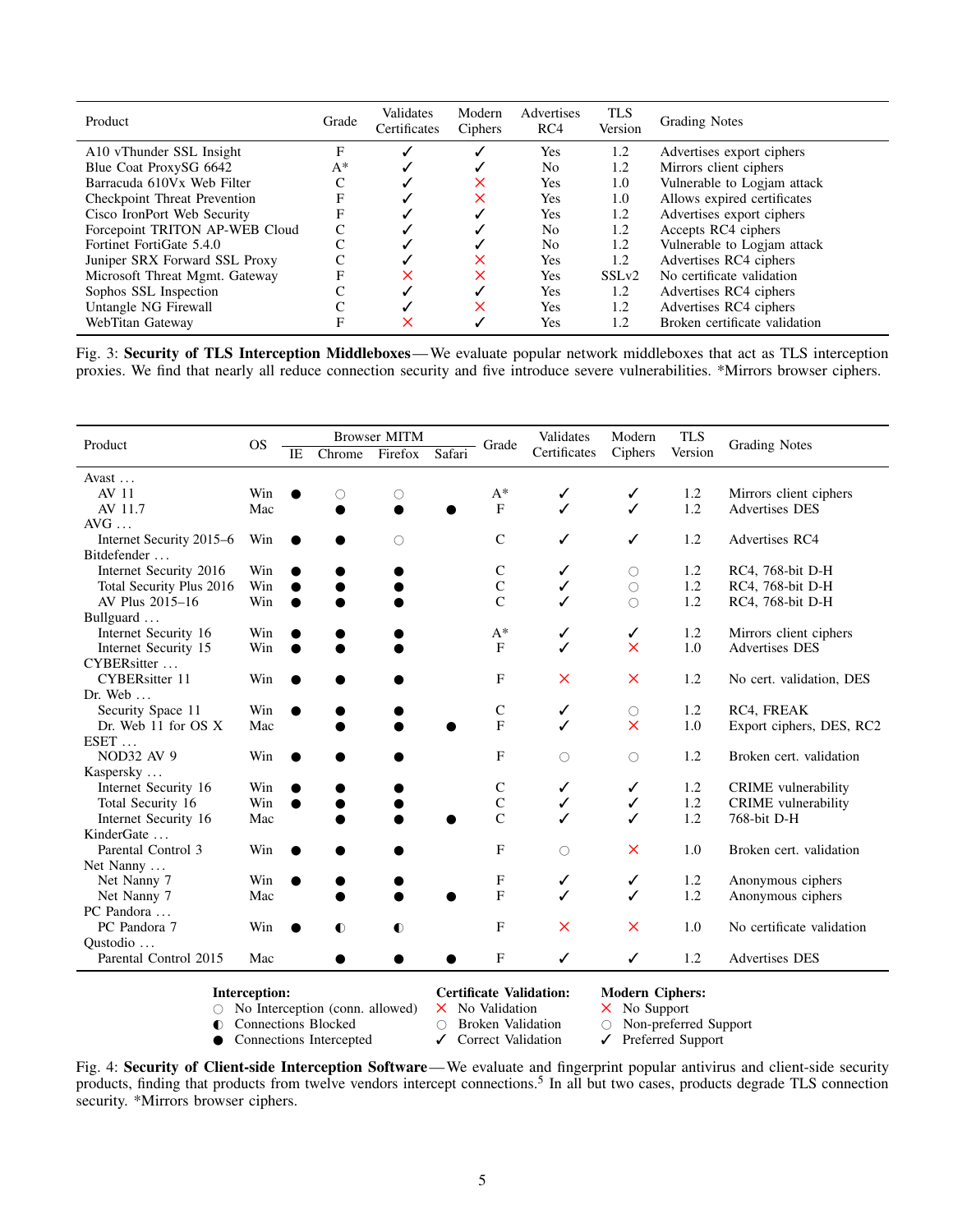| Product | Grade | Validates Certificates | Modern Ciphers | Advertises RC4 | TLS Version | Grading Notes |
|---|---|---|---|---|---|---|
| A10 vThunder SSL Insight | F | ✓ | ✓ | Yes | 1.2 | Advertises export ciphers |
| Blue Coat ProxySG 6642 | A* | ✓ | ✓ | No | 1.2 | Mirrors client ciphers |
| Barracuda 610Vx Web Filter | C | ✓ | ✗ | Yes | 1.0 | Vulnerable to Logjam attack |
| Checkpoint Threat Prevention | F | ✓ | ✗ | Yes | 1.0 | Allows expired certificates |
| Cisco IronPort Web Security | F | ✓ | ✓ | Yes | 1.2 | Advertises export ciphers |
| Forcepoint TRITON AP-WEB Cloud | C | ✓ | ✓ | No | 1.2 | Accepts RC4 ciphers |
| Fortinet FortiGate 5.4.0 | C | ✓ | ✓ | No | 1.2 | Vulnerable to Logjam attack |
| Juniper SRX Forward SSL Proxy | C | ✓ | ✗ | Yes | 1.2 | Advertises RC4 ciphers |
| Microsoft Threat Mgmt. Gateway | F | ✗ | ✗ | Yes | SSLv2 | No certificate validation |
| Sophos SSL Inspection | C | ✓ | ✓ | Yes | 1.2 | Advertises RC4 ciphers |
| Untangle NG Firewall | C | ✓ | ✗ | Yes | 1.2 | Advertises RC4 ciphers |
| WebTitan Gateway | F | ✗ | ✓ | Yes | 1.2 | Broken certificate validation |

Fig. 3: **Security of TLS Interception Middleboxes**—We evaluate popular network middleboxes that act as TLS interception proxies. We find that nearly all reduce connection security and five introduce severe vulnerabilities. *Mirrors browser ciphers.

| Product | OS | Browser MITM | | | | Grade | Validates Certificates | Modern Ciphers | TLS Version | Grading Notes |
|---|---|---|---|---|---|---|---|---|---|---|
| | | IE | Chrome | Firefox | Safari | | | | | |
| Avast … | | | | | | | | | | |
| AV 11 | Win | ● | ○ | ○ | | A* | ✓ | ✓ | 1.2 | Mirrors client ciphers |
| AV 11.7 | Mac | | ● | ● | ● | F | ✓ | ✓ | 1.2 | Advertises DES |
| AVG … | | | | | | | | | | |
| Internet Security 2015–6 | Win | ● | ● | ○ | | C | ✓ | ✓ | 1.2 | Advertises RC4 |
| Bitdefender … | | | | | | | | | | |
| Internet Security 2016 | Win | ● | ● | ● | | C | ✓ | ○ | 1.2 | RC4, 768-bit D-H |
| Total Security Plus 2016 | Win | ● | ● | ● | | C | ✓ | ○ | 1.2 | RC4, 768-bit D-H |
| AV Plus 2015–16 | Win | ● | ● | ● | | C | ✓ | ○ | 1.2 | RC4, 768-bit D-H |
| Bullguard … | | | | | | | | | | |
| Internet Security 16 | Win | ● | ● | ● | | A* | ✓ | ✓ | 1.2 | Mirrors client ciphers |
| Internet Security 15 | Win | ● | ● | ● | | F | ✓ | ✗ | 1.0 | Advertises DES |
| CYBERsitter … | | | | | | | | | | |
| CYBERsitter 11 | Win | ● | ● | ● | | F | ✗ | ✗ | 1.2 | No cert. validation, DES |
| Dr. Web … | | | | | | | | | | |
| Security Space 11 | Win | ● | ● | ● | | C | ✓ | ○ | 1.2 | RC4, FREAK |
| Dr. Web 11 for OS X | Mac | | ● | ● | ● | F | ✓ | ✗ | 1.0 | Export ciphers, DES, RC2 |
| ESET … | | | | | | | | | | |
| NOD32 AV 9 | Win | ● | ● | ● | | F | ○ | ○ | 1.2 | Broken cert. validation |
| Kaspersky … | | | | | | | | | | |
| Internet Security 16 | Win | ● | ● | ● | | C | ✓ | ✓ | 1.2 | CRIME vulnerability |
| Total Security 16 | Win | ● | ● | ● | | C | ✓ | ✓ | 1.2 | CRIME vulnerability |
| Internet Security 16 | Mac | | ● | ● | ● | C | ✓ | ✓ | 1.2 | 768-bit D-H |
| KinderGate … | | | | | | | | | | |
| Parental Control 3 | Win | ● | ● | ● | | F | ○ | ✗ | 1.0 | Broken cert. validation |
| Net Nanny … | | | | | | | | | | |
| Net Nanny 7 | Win | ● | ● | ● | | F | ✓ | ✓ | 1.2 | Anonymous ciphers |
| Net Nanny 7 | Mac | | ● | ● | ● | F | ✓ | ✓ | 1.2 | Anonymous ciphers |
| PC Pandora … | | | | | | | | | | |
| PC Pandora 7 | Win | ● | ◐ | ◐ | | F | ✗ | ✗ | 1.0 | No certificate validation |
| Qustodio … | | | | | | | | | | |
| Parental Control 2015 | Mac | | ● | ● | ● | F | ✓ | ✓ | 1.2 | Advertises DES |

**Interception:**
○ No Interception (conn. allowed)
◐ Connections Blocked
● Connections Intercepted

**Certificate Validation:**
✗ No Validation
○ Broken Validation
✓ Correct Validation

**Modern Ciphers:**
✗ No Support
○ Non-preferred Support
✓ Preferred Support

Fig. 4: **Security of Client-side Interception Software**—We evaluate and fingerprint popular antivirus and client-side security products, finding that products from twelve vendors intercept connections.[5] In all but two cases, products degrade TLS connection security. *Mirrors browser ciphers.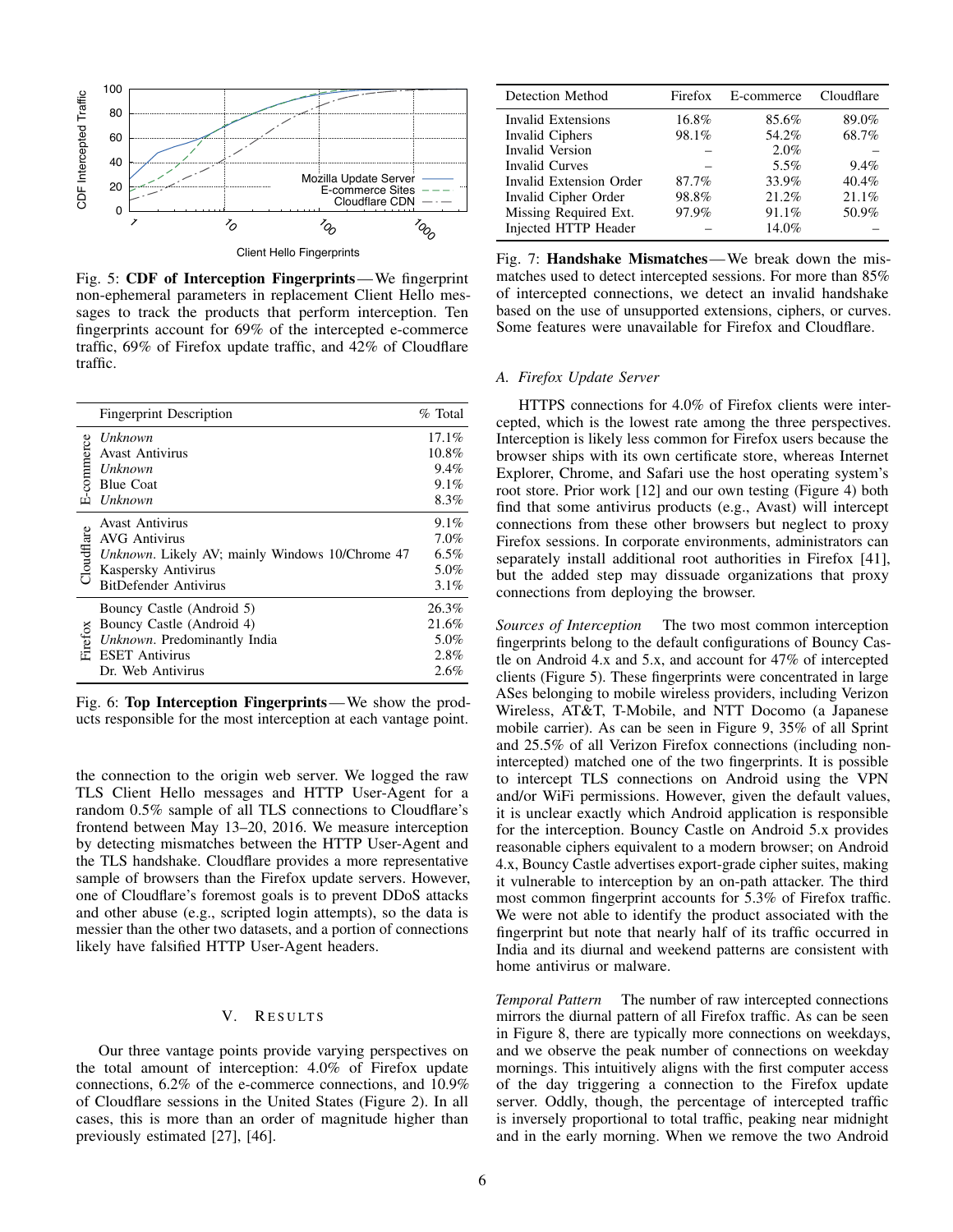Fig. 5: **CDF of Interception Fingerprints** — We fingerprint non-ephemeral parameters in replacement Client Hello messages to track the products that perform interception. Ten fingerprints account for 69% of the intercepted e-commerce traffic, 69% of Firefox update traffic, and 42% of Cloudflare traffic.

| | Fingerprint Description | % Total |
|---|---|---|
| E-commerce | *Unknown* | 17.1% |
| | Avast Antivirus | 10.8% |
| | *Unknown* | 9.4% |
| | Blue Coat | 9.1% |
| | *Unknown* | 8.3% |
| Cloudflare | Avast Antivirus | 9.1% |
| | AVG Antivirus | 7.0% |
| | *Unknown*. Likely AV; mainly Windows 10/Chrome 47 | 6.5% |
| | Kaspersky Antivirus | 5.0% |
| | BitDefender Antivirus | 3.1% |
| Firefox | Bouncy Castle (Android 5) | 26.3% |
| | Bouncy Castle (Android 4) | 21.6% |
| | *Unknown*. Predominantly India | 5.0% |
| | ESET Antivirus | 2.8% |
| | Dr. Web Antivirus | 2.6% |

Fig. 6: **Top Interception Fingerprints** — We show the products responsible for the most interception at each vantage point.

the connection to the origin web server. We logged the raw TLS Client Hello messages and HTTP User-Agent for a random 0.5% sample of all TLS connections to Cloudflare's frontend between May 13–20, 2016. We measure interception by detecting mismatches between the HTTP User-Agent and the TLS handshake. Cloudflare provides a more representative sample of browsers than the Firefox update servers. However, one of Cloudflare's foremost goals is to prevent DDoS attacks and other abuse (e.g., scripted login attempts), so the data is messier than the other two datasets, and a portion of connections likely have falsified HTTP User-Agent headers.

## V. Results

Our three vantage points provide varying perspectives on the total amount of interception: 4.0% of Firefox update connections, 6.2% of the e-commerce connections, and 10.9% of Cloudflare sessions in the United States (Figure 2). In all cases, this is more than an order of magnitude higher than previously estimated [27], [46].

| Detection Method | Firefox | E-commerce | Cloudflare |
|---|---|---|---|
| Invalid Extensions | 16.8% | 85.6% | 89.0% |
| Invalid Ciphers | 98.1% | 54.2% | 68.7% |
| Invalid Version | – | 2.0% | – |
| Invalid Curves | – | 5.5% | 9.4% |
| Invalid Extension Order | 87.7% | 33.9% | 40.4% |
| Invalid Cipher Order | 98.8% | 21.2% | 21.1% |
| Missing Required Ext. | 97.9% | 91.1% | 50.9% |
| Injected HTTP Header | – | 14.0% | – |

Fig. 7: **Handshake Mismatches** — We break down the mismatches used to detect intercepted sessions. For more than 85% of intercepted connections, we detect an invalid handshake based on the use of unsupported extensions, ciphers, or curves. Some features were unavailable for Firefox and Cloudflare.

### A. Firefox Update Server

HTTPS connections for 4.0% of Firefox clients were intercepted, which is the lowest rate among the three perspectives. Interception is likely less common for Firefox users because the browser ships with its own certificate store, whereas Internet Explorer, Chrome, and Safari use the host operating system's root store. Prior work [12] and our own testing (Figure 4) both find that some antivirus products (e.g., Avast) will intercept connections from these other browsers but neglect to proxy Firefox sessions. In corporate environments, administrators can separately install additional root authorities in Firefox [41], but the added step may dissuade organizations that proxy connections from deploying the browser.

*Sources of Interception* The two most common interception fingerprints belong to the default configurations of Bouncy Castle on Android 4.x and 5.x, and account for 47% of intercepted clients (Figure 5). These fingerprints were concentrated in large ASes belonging to mobile wireless providers, including Verizon Wireless, AT&T, T-Mobile, and NTT Docomo (a Japanese mobile carrier). As can be seen in Figure 9, 35% of all Sprint and 25.5% of all Verizon Firefox connections (including non-intercepted) matched one of the two fingerprints. It is possible to intercept TLS connections on Android using the VPN and/or WiFi permissions. However, given the default values, it is unclear exactly which Android application is responsible for the interception. Bouncy Castle on Android 5.x provides reasonable ciphers equivalent to a modern browser; on Android 4.x, Bouncy Castle advertises export-grade cipher suites, making it vulnerable to interception by an on-path attacker. The third most common fingerprint accounts for 5.3% of Firefox traffic. We were not able to identify the product associated with the fingerprint but note that nearly half of its traffic occurred in India and its diurnal and weekend patterns are consistent with home antivirus or malware.

*Temporal Pattern* The number of raw intercepted connections mirrors the diurnal pattern of all Firefox traffic. As can be seen in Figure 8, there are typically more connections on weekdays, and we observe the peak number of connections on weekday mornings. This intuitively aligns with the first computer access of the day triggering a connection to the Firefox update server. Oddly, though, the percentage of intercepted traffic is inversely proportional to total traffic, peaking near midnight and in the early morning. When we remove the two Android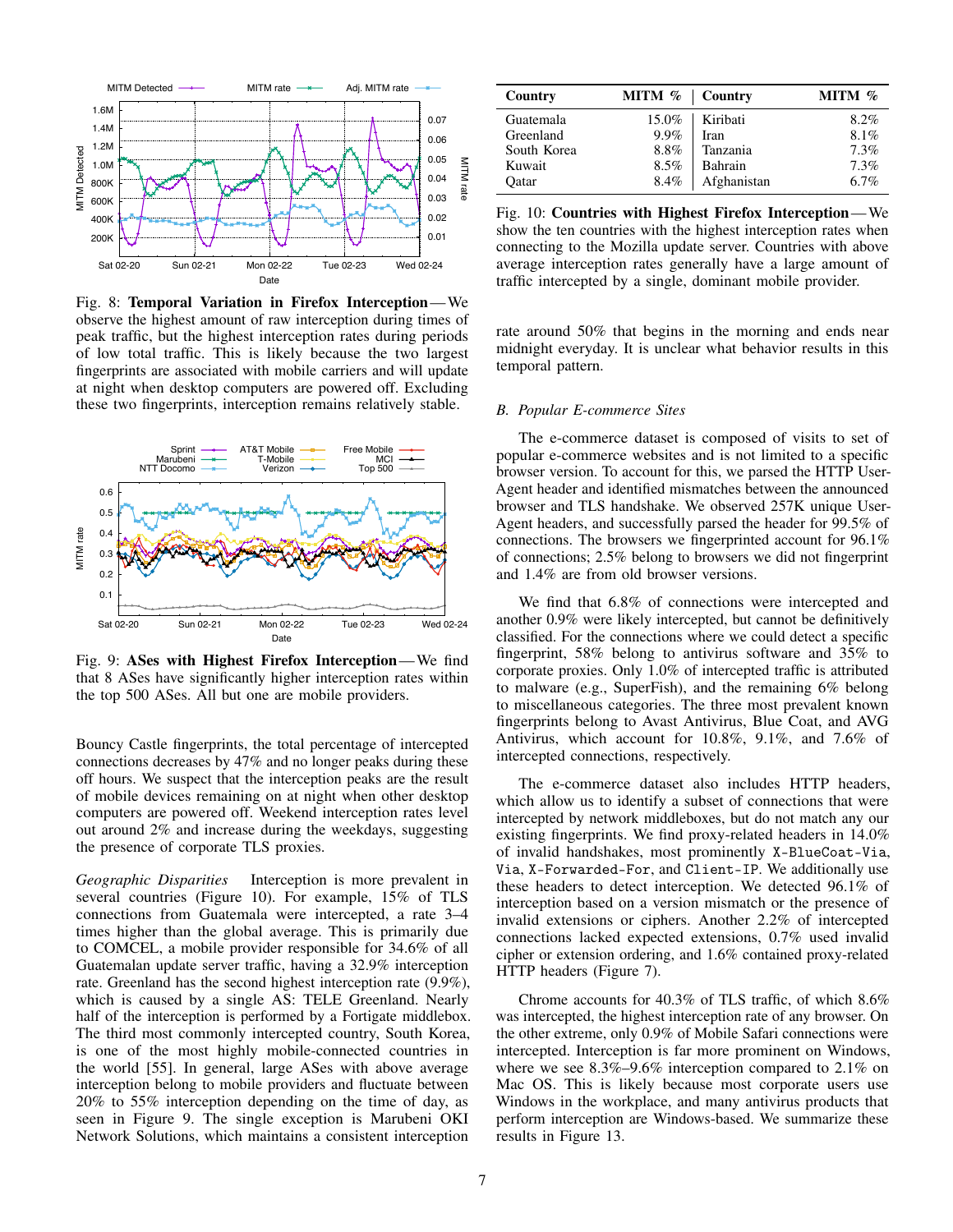Fig. 8: **Temporal Variation in Firefox Interception**—We observe the highest amount of raw interception during times of peak traffic, but the highest interception rates during periods of low total traffic. This is likely because the two largest fingerprints are associated with mobile carriers and will update at night when desktop computers are powered off. Excluding these two fingerprints, interception remains relatively stable.

Fig. 9: **ASes with Highest Firefox Interception**—We find that 8 ASes have significantly higher interception rates within the top 500 ASes. All but one are mobile providers.

Bouncy Castle fingerprints, the total percentage of intercepted connections decreases by 47% and no longer peaks during these off hours. We suspect that the interception peaks are the result of mobile devices remaining on at night when other desktop computers are powered off. Weekend interception rates level out around 2% and increase during the weekdays, suggesting the presence of corporate TLS proxies.

*Geographic Disparities* Interception is more prevalent in several countries (Figure 10). For example, 15% of TLS connections from Guatemala were intercepted, a rate 3–4 times higher than the global average. This is primarily due to COMCEL, a mobile provider responsible for 34.6% of all Guatemalan update server traffic, having a 32.9% interception rate. Greenland has the second highest interception rate (9.9%), which is caused by a single AS: TELE Greenland. Nearly half of the interception is performed by a Fortigate middlebox. The third most commonly intercepted country, South Korea, is one of the most highly mobile-connected countries in the world [55]. In general, large ASes with above average interception belong to mobile providers and fluctuate between 20% to 55% interception depending on the time of day, as seen in Figure 9. The single exception is Marubeni OKI Network Solutions, which maintains a consistent interception rate around 50% that begins in the morning and ends near midnight everyday. It is unclear what behavior results in this temporal pattern.

| Country | MITM % | Country | MITM % |
|---|---|---|---|
| Guatemala | 15.0% | Kiribati | 8.2% |
| Greenland | 9.9% | Iran | 8.1% |
| South Korea | 8.8% | Tanzania | 7.3% |
| Kuwait | 8.5% | Bahrain | 7.3% |
| Qatar | 8.4% | Afghanistan | 6.7% |

Fig. 10: **Countries with Highest Firefox Interception**—We show the ten countries with the highest interception rates when connecting to the Mozilla update server. Countries with above average interception rates generally have a large amount of traffic intercepted by a single, dominant mobile provider.

### B. Popular E-commerce Sites

The e-commerce dataset is composed of visits to set of popular e-commerce websites and is not limited to a specific browser version. To account for this, we parsed the HTTP User-Agent header and identified mismatches between the announced browser and TLS handshake. We observed 257K unique User-Agent headers, and successfully parsed the header for 99.5% of connections. The browsers we fingerprinted account for 96.1% of connections; 2.5% belong to browsers we did not fingerprint and 1.4% are from old browser versions.

We find that 6.8% of connections were intercepted and another 0.9% were likely intercepted, but cannot be definitively classified. For the connections where we could detect a specific fingerprint, 58% belong to antivirus software and 35% to corporate proxies. Only 1.0% of intercepted traffic is attributed to malware (e.g., SuperFish), and the remaining 6% belong to miscellaneous categories. The three most prevalent known fingerprints belong to Avast Antivirus, Blue Coat, and AVG Antivirus, which account for 10.8%, 9.1%, and 7.6% of intercepted connections, respectively.

The e-commerce dataset also includes HTTP headers, which allow us to identify a subset of connections that were intercepted by network middleboxes, but do not match any our existing fingerprints. We find proxy-related headers in 14.0% of invalid handshakes, most prominently `X-BlueCoat-Via`, `Via`, `X-Forwarded-For`, and `Client-IP`. We additionally use these headers to detect interception. We detected 96.1% of interception based on a version mismatch or the presence of invalid extensions or ciphers. Another 2.2% of intercepted connections lacked expected extensions, 0.7% used invalid cipher or extension ordering, and 1.6% contained proxy-related HTTP headers (Figure 7).

Chrome accounts for 40.3% of TLS traffic, of which 8.6% was intercepted, the highest interception rate of any browser. On the other extreme, only 0.9% of Mobile Safari connections were intercepted. Interception is far more prominent on Windows, where we see 8.3%–9.6% interception compared to 2.1% on Mac OS. This is likely because most corporate users use Windows in the workplace, and many antivirus products that perform interception are Windows-based. We summarize these results in Figure 13.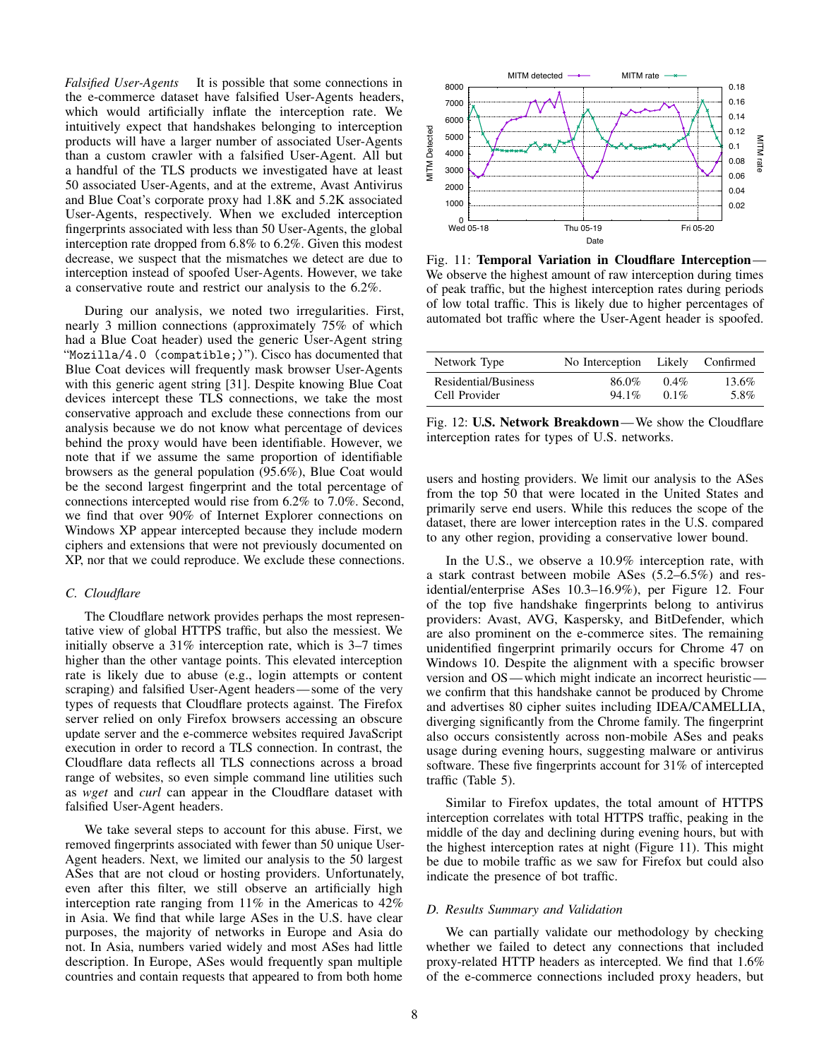*Falsified User-Agents* It is possible that some connections in the e-commerce dataset have falsified User-Agents headers, which would artificially inflate the interception rate. We intuitively expect that handshakes belonging to interception products will have a larger number of associated User-Agents than a custom crawler with a falsified User-Agent. All but a handful of the TLS products we investigated have at least 50 associated User-Agents, and at the extreme, Avast Antivirus and Blue Coat's corporate proxy had 1.8K and 5.2K associated User-Agents, respectively. When we excluded interception fingerprints associated with less than 50 User-Agents, the global interception rate dropped from 6.8% to 6.2%. Given this modest decrease, we suspect that the mismatches we detect are due to interception instead of spoofed User-Agents. However, we take a conservative route and restrict our analysis to the 6.2%.

During our analysis, we noted two irregularities. First, nearly 3 million connections (approximately 75% of which had a Blue Coat header) used the generic User-Agent string "`Mozilla/4.0 (compatible;)`"). Cisco has documented that Blue Coat devices will frequently mask browser User-Agents with this generic agent string [31]. Despite knowing Blue Coat devices intercept these TLS connections, we take the most conservative approach and exclude these connections from our analysis because we do not know what percentage of devices behind the proxy would have been identifiable. However, we note that if we assume the same proportion of identifiable browsers as the general population (95.6%), Blue Coat would be the second largest fingerprint and the total percentage of connections intercepted would rise from 6.2% to 7.0%. Second, we find that over 90% of Internet Explorer connections on Windows XP appear intercepted because they include modern ciphers and extensions that were not previously documented on XP, nor that we could reproduce. We exclude these connections.

### C. Cloudflare

The Cloudflare network provides perhaps the most representative view of global HTTPS traffic, but also the messiest. We initially observe a 31% interception rate, which is 3–7 times higher than the other vantage points. This elevated interception rate is likely due to abuse (e.g., login attempts or content scraping) and falsified User-Agent headers—some of the very types of requests that Cloudflare protects against. The Firefox server relied on only Firefox browsers accessing an obscure update server and the e-commerce websites required JavaScript execution in order to record a TLS connection. In contrast, the Cloudflare data reflects all TLS connections across a broad range of websites, so even simple command line utilities such as *wget* and *curl* can appear in the Cloudflare dataset with falsified User-Agent headers.

We take several steps to account for this abuse. First, we removed fingerprints associated with fewer than 50 unique User-Agent headers. Next, we limited our analysis to the 50 largest ASes that are not cloud or hosting providers. Unfortunately, even after this filter, we still observe an artificially high interception rate ranging from 11% in the Americas to 42% in Asia. We find that while large ASes in the U.S. have clear purposes, the majority of networks in Europe and Asia do not. In Asia, numbers varied widely and most ASes had little description. In Europe, ASes would frequently span multiple countries and contain requests that appeared to from both home users and hosting providers. We limit our analysis to the ASes from the top 50 that were located in the United States and primarily serve end users. While this reduces the scope of the dataset, there are lower interception rates in the U.S. compared to any other region, providing a conservative lower bound.

In the U.S., we observe a 10.9% interception rate, with a stark contrast between mobile ASes (5.2–6.5%) and residential/enterprise ASes 10.3–16.9%), per Figure 12. Four of the top five handshake fingerprints belong to antivirus providers: Avast, AVG, Kaspersky, and BitDefender, which are also prominent on the e-commerce sites. The remaining unidentified fingerprint primarily occurs for Chrome 47 on Windows 10. Despite the alignment with a specific browser version and OS—which might indicate an incorrect heuristic—we confirm that this handshake cannot be produced by Chrome and advertises 80 cipher suites including IDEA/CAMELLIA, diverging significantly from the Chrome family. The fingerprint also occurs consistently across non-mobile ASes and peaks usage during evening hours, suggesting malware or antivirus software. These five fingerprints account for 31% of intercepted traffic (Table 5).

Similar to Firefox updates, the total amount of HTTPS interception correlates with total HTTPS traffic, peaking in the middle of the day and declining during evening hours, but with the highest interception rates at night (Figure 11). This might be due to mobile traffic as we saw for Firefox but could also indicate the presence of bot traffic.

Fig. 11: **Temporal Variation in Cloudflare Interception**—We observe the highest amount of raw interception during times of peak traffic, but the highest interception rates during periods of low total traffic. This is likely due to higher percentages of automated bot traffic where the User-Agent header is spoofed.

| Network Type | No Interception | Likely | Confirmed |
|---|---|---|---|
| Residential/Business | 86.0% | 0.4% | 13.6% |
| Cell Provider | 94.1% | 0.1% | 5.8% |

Fig. 12: **U.S. Network Breakdown**—We show the Cloudflare interception rates for types of U.S. networks.

### D. Results Summary and Validation

We can partially validate our methodology by checking whether we failed to detect any connections that included proxy-related HTTP headers as intercepted. We find that 1.6% of the e-commerce connections included proxy headers, but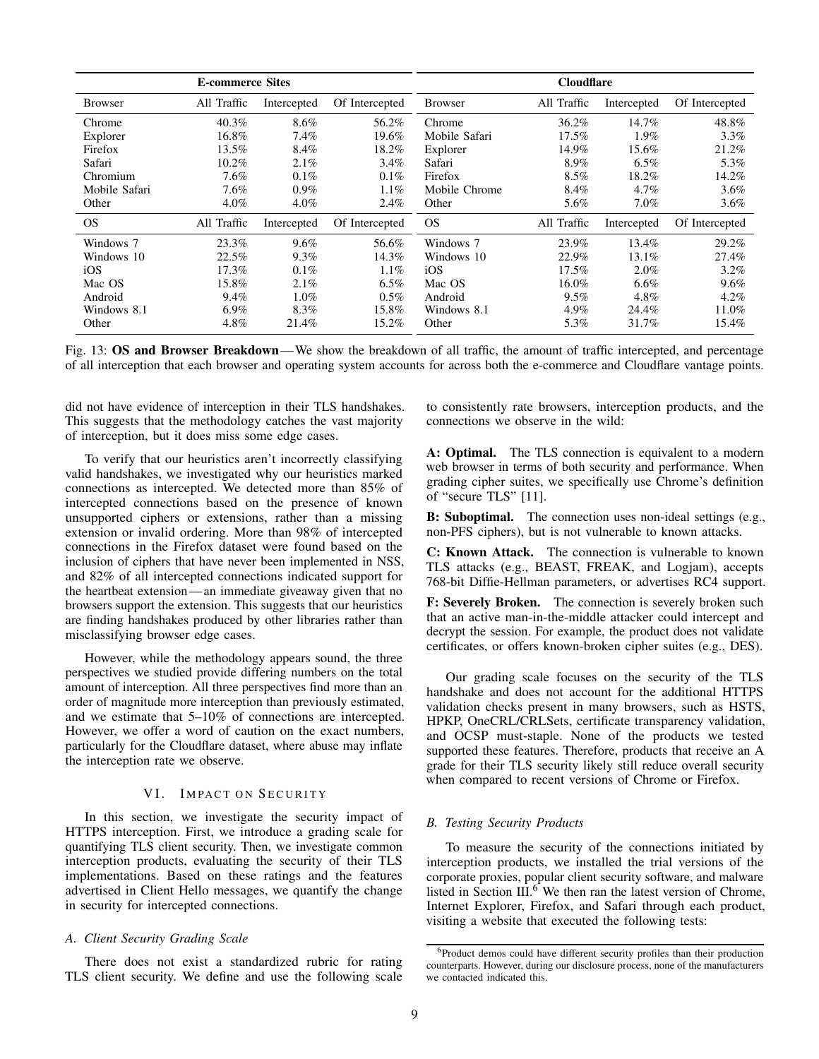| E-commerce Sites | | | | Cloudflare | | | |
|---|---|---|---|---|---|---|---|
| Browser | All Traffic | Intercepted | Of Intercepted | Browser | All Traffic | Intercepted | Of Intercepted |
| Chrome | 40.3% | 8.6% | 56.2% | Chrome | 36.2% | 14.7% | 48.8% |
| Explorer | 16.8% | 7.4% | 19.6% | Mobile Safari | 17.5% | 1.9% | 3.3% |
| Firefox | 13.5% | 8.4% | 18.2% | Explorer | 14.9% | 15.6% | 21.2% |
| Safari | 10.2% | 2.1% | 3.4% | Safari | 8.9% | 6.5% | 5.3% |
| Chromium | 7.6% | 0.1% | 0.1% | Firefox | 8.5% | 18.2% | 14.2% |
| Mobile Safari | 7.6% | 0.9% | 1.1% | Mobile Chrome | 8.4% | 4.7% | 3.6% |
| Other | 4.0% | 4.0% | 2.4% | Other | 5.6% | 7.0% | 3.6% |
| OS | All Traffic | Intercepted | Of Intercepted | OS | All Traffic | Intercepted | Of Intercepted |
| Windows 7 | 23.3% | 9.6% | 56.6% | Windows 7 | 23.9% | 13.4% | 29.2% |
| Windows 10 | 22.5% | 9.3% | 14.3% | Windows 10 | 22.9% | 13.1% | 27.4% |
| iOS | 17.3% | 0.1% | 1.1% | iOS | 17.5% | 2.0% | 3.2% |
| Mac OS | 15.8% | 2.1% | 6.5% | Mac OS | 16.0% | 6.6% | 9.6% |
| Android | 9.4% | 1.0% | 0.5% | Android | 9.5% | 4.8% | 4.2% |
| Windows 8.1 | 6.9% | 8.3% | 15.8% | Windows 8.1 | 4.9% | 24.4% | 11.0% |
| Other | 4.8% | 21.4% | 15.2% | Other | 5.3% | 31.7% | 15.4% |

Fig. 13: **OS and Browser Breakdown**— We show the breakdown of all traffic, the amount of traffic intercepted, and percentage of all interception that each browser and operating system accounts for across both the e-commerce and Cloudflare vantage points.

did not have evidence of interception in their TLS handshakes. This suggests that the methodology catches the vast majority of interception, but it does miss some edge cases.

To verify that our heuristics aren't incorrectly classifying valid handshakes, we investigated why our heuristics marked connections as intercepted. We detected more than 85% of intercepted connections based on the presence of known unsupported ciphers or extensions, rather than a missing extension or invalid ordering. More than 98% of intercepted connections in the Firefox dataset were found based on the inclusion of ciphers that have never been implemented in NSS, and 82% of all intercepted connections indicated support for the heartbeat extension— an immediate giveaway given that no browsers support the extension. This suggests that our heuristics are finding handshakes produced by other libraries rather than misclassifying browser edge cases.

However, while the methodology appears sound, the three perspectives we studied provide differing numbers on the total amount of interception. All three perspectives find more than an order of magnitude more interception than previously estimated, and we estimate that 5–10% of connections are intercepted. However, we offer a word of caution on the exact numbers, particularly for the Cloudflare dataset, where abuse may inflate the interception rate we observe.

## VI. Impact on Security

In this section, we investigate the security impact of HTTPS interception. First, we introduce a grading scale for quantifying TLS client security. Then, we investigate common interception products, evaluating the security of their TLS implementations. Based on these ratings and the features advertised in Client Hello messages, we quantify the change in security for intercepted connections.

### *A. Client Security Grading Scale*

There does not exist a standardized rubric for rating TLS client security. We define and use the following scale to consistently rate browsers, interception products, and the connections we observe in the wild:

**A: Optimal.** The TLS connection is equivalent to a modern web browser in terms of both security and performance. When grading cipher suites, we specifically use Chrome's definition of "secure TLS" [11].

**B: Suboptimal.** The connection uses non-ideal settings (e.g., non-PFS ciphers), but is not vulnerable to known attacks.

**C: Known Attack.** The connection is vulnerable to known TLS attacks (e.g., BEAST, FREAK, and Logjam), accepts 768-bit Diffie-Hellman parameters, or advertises RC4 support.

**F: Severely Broken.** The connection is severely broken such that an active man-in-the-middle attacker could intercept and decrypt the session. For example, the product does not validate certificates, or offers known-broken cipher suites (e.g., DES).

Our grading scale focuses on the security of the TLS handshake and does not account for the additional HTTPS validation checks present in many browsers, such as HSTS, HPKP, OneCRL/CRLSets, certificate transparency validation, and OCSP must-staple. None of the products we tested supported these features. Therefore, products that receive an A grade for their TLS security likely still reduce overall security when compared to recent versions of Chrome or Firefox.

### *B. Testing Security Products*

To measure the security of the connections initiated by interception products, we installed the trial versions of the corporate proxies, popular client security software, and malware listed in Section III.[6] We then ran the latest version of Chrome, Internet Explorer, Firefox, and Safari through each product, visiting a website that executed the following tests:

[6] Product demos could have different security profiles than their production counterparts. However, during our disclosure process, none of the manufacturers we contacted indicated this.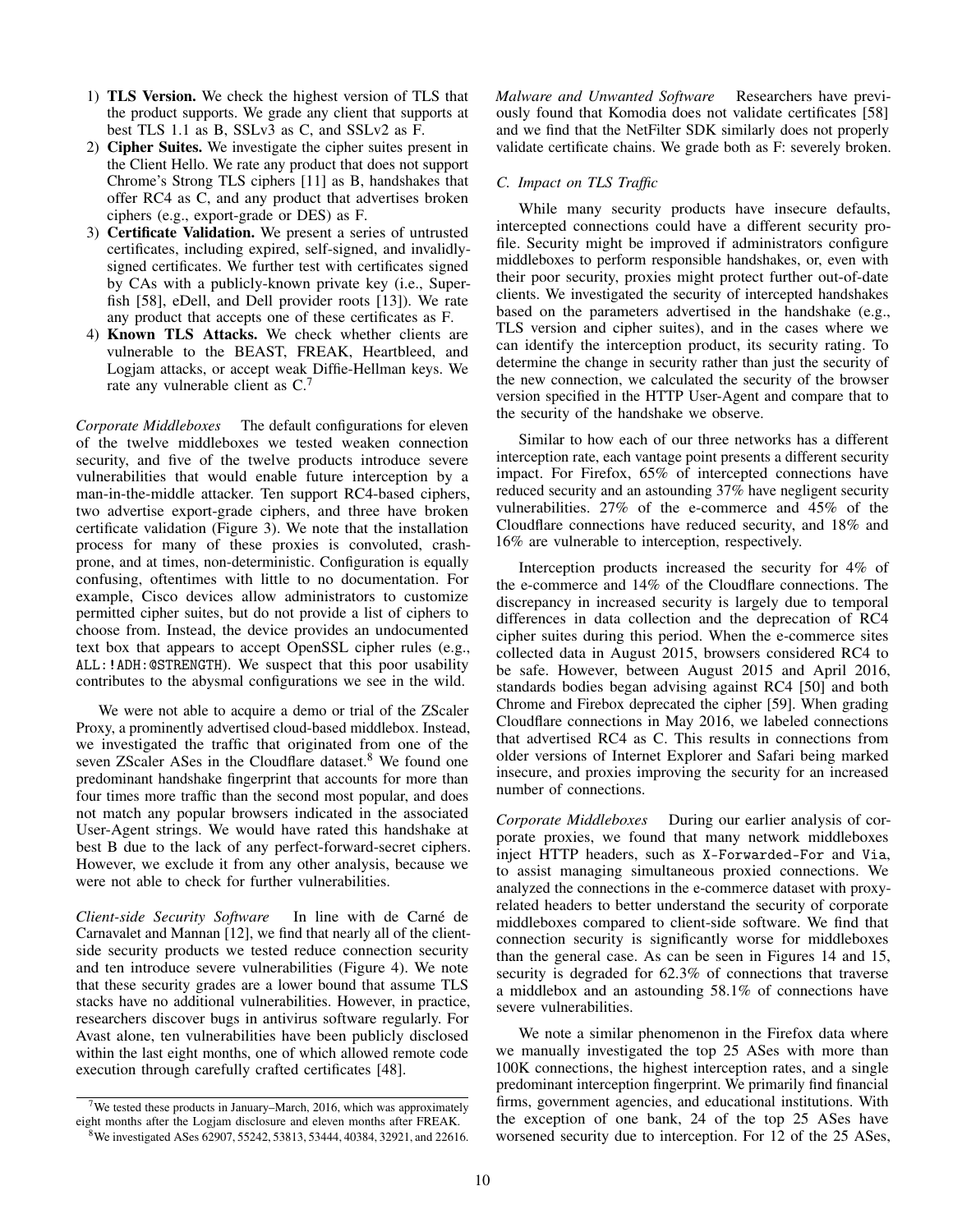1) **TLS Version.** We check the highest version of TLS that the product supports. We grade any client that supports at best TLS 1.1 as B, SSLv3 as C, and SSLv2 as F.
2) **Cipher Suites.** We investigate the cipher suites present in the Client Hello. We rate any product that does not support Chrome's Strong TLS ciphers [11] as B, handshakes that offer RC4 as C, and any product that advertises broken ciphers (e.g., export-grade or DES) as F.
3) **Certificate Validation.** We present a series of untrusted certificates, including expired, self-signed, and invalidly-signed certificates. We further test with certificates signed by CAs with a publicly-known private key (i.e., Superfish [58], eDell, and Dell provider roots [13]). We rate any product that accepts one of these certificates as F.
4) **Known TLS Attacks.** We check whether clients are vulnerable to the BEAST, FREAK, Heartbleed, and Logjam attacks, or accept weak Diffie-Hellman keys. We rate any vulnerable client as C.[7]

*Corporate Middleboxes* The default configurations for eleven of the twelve middleboxes we tested weaken connection security, and five of the twelve products introduce severe vulnerabilities that would enable future interception by a man-in-the-middle attacker. Ten support RC4-based ciphers, two advertise export-grade ciphers, and three have broken certificate validation (Figure 3). We note that the installation process for many of these proxies is convoluted, crash-prone, and at times, non-deterministic. Configuration is equally confusing, oftentimes with little to no documentation. For example, Cisco devices allow administrators to customize permitted cipher suites, but do not provide a list of ciphers to choose from. Instead, the device provides an undocumented text box that appears to accept OpenSSL cipher rules (e.g., `ALL:!ADH:@STRENGTH`). We suspect that this poor usability contributes to the abysmal configurations we see in the wild.

We were not able to acquire a demo or trial of the ZScaler Proxy, a prominently advertised cloud-based middlebox. Instead, we investigated the traffic that originated from one of the seven ZScaler ASes in the Cloudflare dataset.[8] We found one predominant handshake fingerprint that accounts for more than four times more traffic than the second most popular, and does not match any popular browsers indicated in the associated User-Agent strings. We would have rated this handshake at best B due to the lack of any perfect-forward-secret ciphers. However, we exclude it from any other analysis, because we were not able to check for further vulnerabilities.

*Client-side Security Software* In line with de Carné de Carnavalet and Mannan [12], we find that nearly all of the client-side security products we tested reduce connection security and ten introduce severe vulnerabilities (Figure 4). We note that these security grades are a lower bound that assume TLS stacks have no additional vulnerabilities. However, in practice, researchers discover bugs in antivirus software regularly. For Avast alone, ten vulnerabilities have been publicly disclosed within the last eight months, one of which allowed remote code execution through carefully crafted certificates [48].

[7] We tested these products in January–March, 2016, which was approximately eight months after the Logjam disclosure and eleven months after FREAK.

[8] We investigated ASes 62907, 55242, 53813, 53444, 40384, 32921, and 22616.

*Malware and Unwanted Software* Researchers have previously found that Komodia does not validate certificates [58] and we find that the NetFilter SDK similarly does not properly validate certificate chains. We grade both as F: severely broken.

### C. Impact on TLS Traffic

While many security products have insecure defaults, intercepted connections could have a different security profile. Security might be improved if administrators configure middleboxes to perform responsible handshakes, or, even with their poor security, proxies might protect further out-of-date clients. We investigated the security of intercepted handshakes based on the parameters advertised in the handshake (e.g., TLS version and cipher suites), and in the cases where we can identify the interception product, its security rating. To determine the change in security rather than just the security of the new connection, we calculated the security of the browser version specified in the HTTP User-Agent and compare that to the security of the handshake we observe.

Similar to how each of our three networks has a different interception rate, each vantage point presents a different security impact. For Firefox, 65% of intercepted connections have reduced security and an astounding 37% have negligent security vulnerabilities. 27% of the e-commerce and 45% of the Cloudflare connections have reduced security, and 18% and 16% are vulnerable to interception, respectively.

Interception products increased the security for 4% of the e-commerce and 14% of the Cloudflare connections. The discrepancy in increased security is largely due to temporal differences in data collection and the deprecation of RC4 cipher suites during this period. When the e-commerce sites collected data in August 2015, browsers considered RC4 to be safe. However, between August 2015 and April 2016, standards bodies began advising against RC4 [50] and both Chrome and Firebox deprecated the cipher [59]. When grading Cloudflare connections in May 2016, we labeled connections that advertised RC4 as C. This results in connections from older versions of Internet Explorer and Safari being marked insecure, and proxies improving the security for an increased number of connections.

*Corporate Middleboxes* During our earlier analysis of corporate proxies, we found that many network middleboxes inject HTTP headers, such as `X-Forwarded-For` and `Via`, to assist managing simultaneous proxied connections. We analyzed the connections in the e-commerce dataset with proxy-related headers to better understand the security of corporate middleboxes compared to client-side software. We find that connection security is significantly worse for middleboxes than the general case. As can be seen in Figures 14 and 15, security is degraded for 62.3% of connections that traverse a middlebox and an astounding 58.1% of connections have severe vulnerabilities.

We note a similar phenomenon in the Firefox data where we manually investigated the top 25 ASes with more than 100K connections, the highest interception rates, and a single predominant interception fingerprint. We primarily find financial firms, government agencies, and educational institutions. With the exception of one bank, 24 of the top 25 ASes have worsened security due to interception. For 12 of the 25 ASes,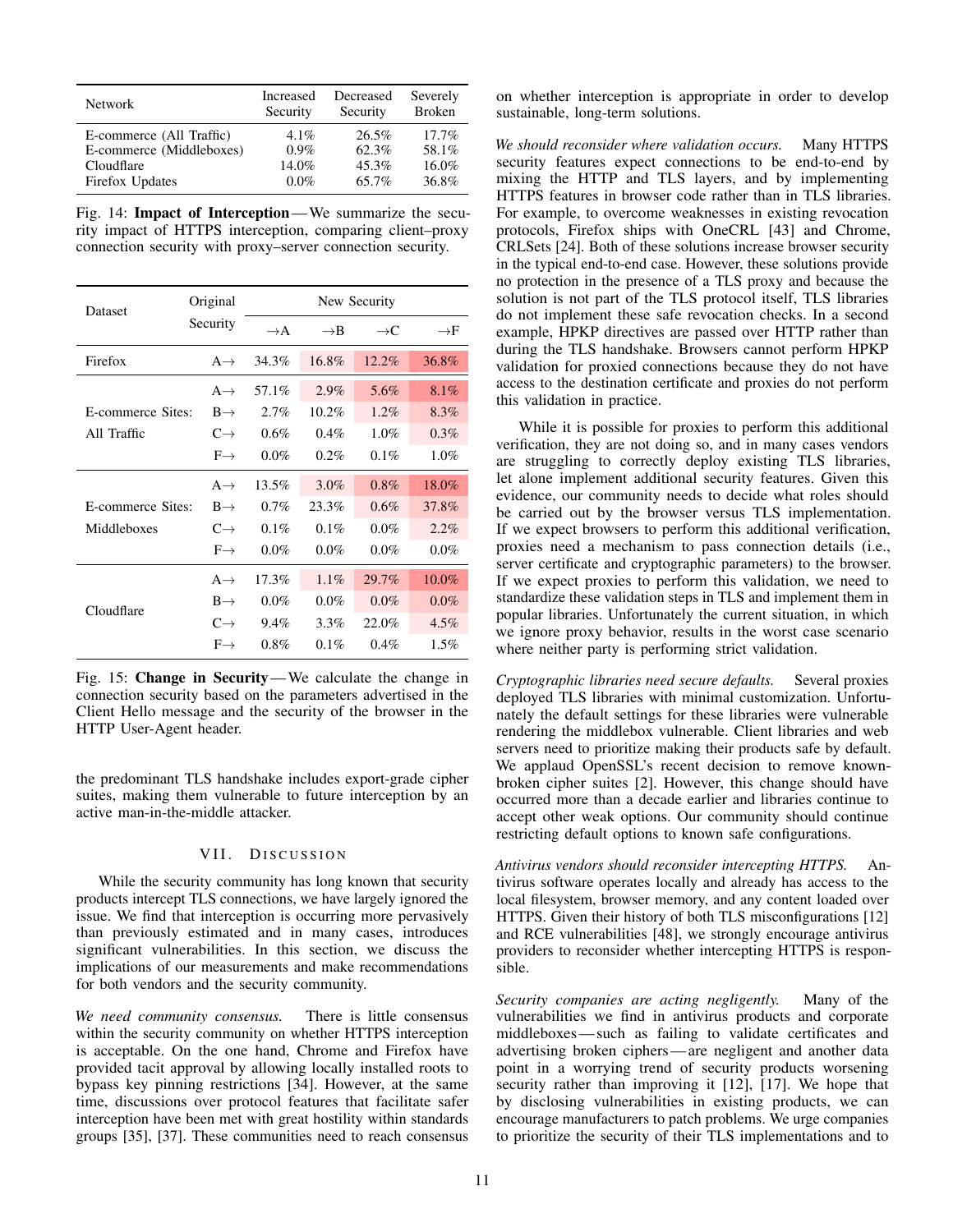| Network | Increased Security | Decreased Security | Severely Broken |
|---|---|---|---|
| E-commerce (All Traffic) | 4.1% | 26.5% | 17.7% |
| E-commerce (Middleboxes) | 0.9% | 62.3% | 58.1% |
| Cloudflare | 14.0% | 45.3% | 16.0% |
| Firefox Updates | 0.0% | 65.7% | 36.8% |

Fig. 14: **Impact of Interception** — We summarize the security impact of HTTPS interception, comparing client–proxy connection security with proxy–server connection security.

| Dataset | Original Security | New Security →A | →B | →C | →F |
|---|---|---|---|---|---|
| Firefox | A→ | 34.3% | 16.8% | 12.2% | 36.8% |
| E-commerce Sites: All Traffic | A→ | 57.1% | 2.9% | 5.6% | 8.1% |
| | B→ | 2.7% | 10.2% | 1.2% | 8.3% |
| | C→ | 0.6% | 0.4% | 1.0% | 0.3% |
| | F→ | 0.0% | 0.2% | 0.1% | 1.0% |
| E-commerce Sites: Middleboxes | A→ | 13.5% | 3.0% | 0.8% | 18.0% |
| | B→ | 0.7% | 23.3% | 0.6% | 37.8% |
| | C→ | 0.1% | 0.1% | 0.0% | 2.2% |
| | F→ | 0.0% | 0.0% | 0.0% | 0.0% |
| Cloudflare | A→ | 17.3% | 1.1% | 29.7% | 10.0% |
| | B→ | 0.0% | 0.0% | 0.0% | 0.0% |
| | C→ | 9.4% | 3.3% | 22.0% | 4.5% |
| | F→ | 0.8% | 0.1% | 0.4% | 1.5% |

Fig. 15: **Change in Security** — We calculate the change in connection security based on the parameters advertised in the Client Hello message and the security of the browser in the HTTP User-Agent header.

the predominant TLS handshake includes export-grade cipher suites, making them vulnerable to future interception by an active man-in-the-middle attacker.

## VII. Discussion

While the security community has long known that security products intercept TLS connections, we have largely ignored the issue. We find that interception is occurring more pervasively than previously estimated and in many cases, introduces significant vulnerabilities. In this section, we discuss the implications of our measurements and make recommendations for both vendors and the security community.

*We need community consensus.* There is little consensus within the security community on whether HTTPS interception is acceptable. On the one hand, Chrome and Firefox have provided tacit approval by allowing locally installed roots to bypass key pinning restrictions [34]. However, at the same time, discussions over protocol features that facilitate safer interception have been met with great hostility within standards groups [35], [37]. These communities need to reach consensus on whether interception is appropriate in order to develop sustainable, long-term solutions.

*We should reconsider where validation occurs.* Many HTTPS security features expect connections to be end-to-end by mixing the HTTP and TLS layers, and by implementing HTTPS features in browser code rather than in TLS libraries. For example, to overcome weaknesses in existing revocation protocols, Firefox ships with OneCRL [43] and Chrome, CRLSets [24]. Both of these solutions increase browser security in the typical end-to-end case. However, these solutions provide no protection in the presence of a TLS proxy and because the solution is not part of the TLS protocol itself, TLS libraries do not implement these safe revocation checks. In a second example, HPKP directives are passed over HTTP rather than during the TLS handshake. Browsers cannot perform HPKP validation for proxied connections because they do not have access to the destination certificate and proxies do not perform this validation in practice.

While it is possible for proxies to perform this additional verification, they are not doing so, and in many cases vendors are struggling to correctly deploy existing TLS libraries, let alone implement additional security features. Given this evidence, our community needs to decide what roles should be carried out by the browser versus TLS implementation. If we expect browsers to perform this additional verification, proxies need a mechanism to pass connection details (i.e., server certificate and cryptographic parameters) to the browser. If we expect proxies to perform this validation, we need to standardize these validation steps in TLS and implement them in popular libraries. Unfortunately the current situation, in which we ignore proxy behavior, results in the worst case scenario where neither party is performing strict validation.

*Cryptographic libraries need secure defaults.* Several proxies deployed TLS libraries with minimal customization. Unfortunately the default settings for these libraries were vulnerable rendering the middlebox vulnerable. Client libraries and web servers need to prioritize making their products safe by default. We applaud OpenSSL's recent decision to remove known-broken cipher suites [2]. However, this change should have occurred more than a decade earlier and libraries continue to accept other weak options. Our community should continue restricting default options to known safe configurations.

*Antivirus vendors should reconsider intercepting HTTPS.* Antivirus software operates locally and already has access to the local filesystem, browser memory, and any content loaded over HTTPS. Given their history of both TLS misconfigurations [12] and RCE vulnerabilities [48], we strongly encourage antivirus providers to reconsider whether intercepting HTTPS is responsible.

*Security companies are acting negligently.* Many of the vulnerabilities we find in antivirus products and corporate middleboxes — such as failing to validate certificates and advertising broken ciphers — are negligent and another data point in a worrying trend of security products worsening security rather than improving it [12], [17]. We hope that by disclosing vulnerabilities in existing products, we can encourage manufacturers to patch problems. We urge companies to prioritize the security of their TLS implementations and to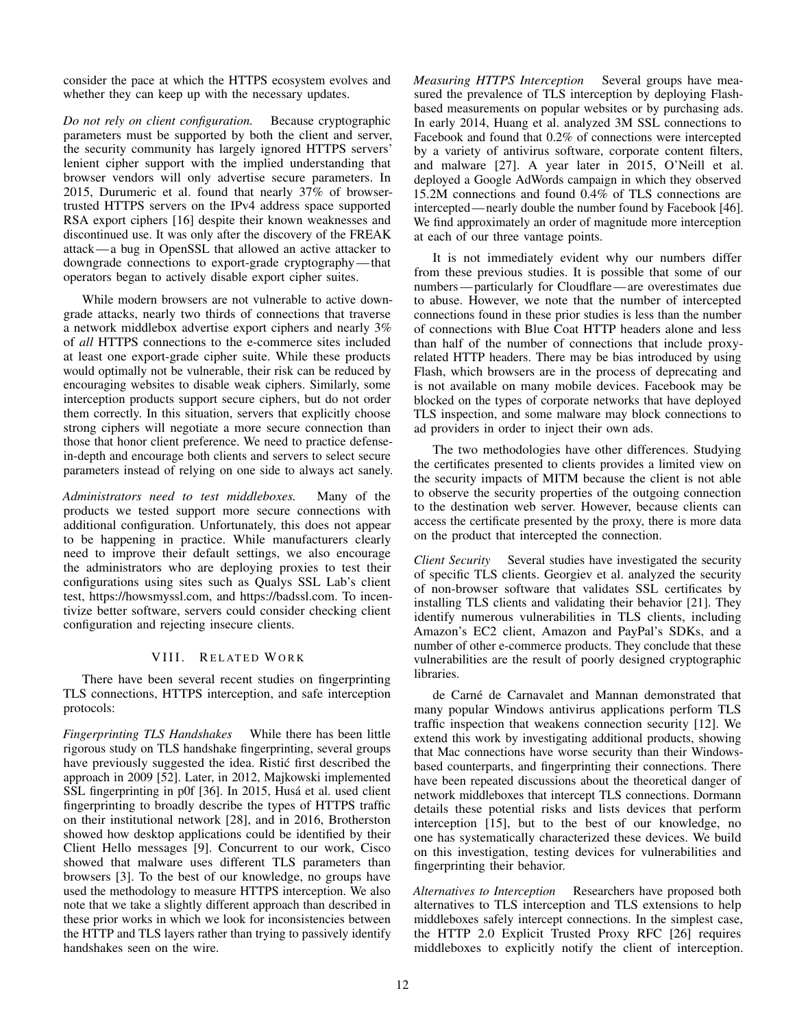consider the pace at which the HTTPS ecosystem evolves and whether they can keep up with the necessary updates.

*Do not rely on client configuration.* Because cryptographic parameters must be supported by both the client and server, the security community has largely ignored HTTPS servers' lenient cipher support with the implied understanding that browser vendors will only advertise secure parameters. In 2015, Durumeric et al. found that nearly 37% of browser-trusted HTTPS servers on the IPv4 address space supported RSA export ciphers [16] despite their known weaknesses and discontinued use. It was only after the discovery of the FREAK attack — a bug in OpenSSL that allowed an active attacker to downgrade connections to export-grade cryptography — that operators began to actively disable export cipher suites.

While modern browsers are not vulnerable to active downgrade attacks, nearly two thirds of connections that traverse a network middlebox advertise export ciphers and nearly 3% of *all* HTTPS connections to the e-commerce sites included at least one export-grade cipher suite. While these products would optimally not be vulnerable, their risk can be reduced by encouraging websites to disable weak ciphers. Similarly, some interception products support secure ciphers, but do not order them correctly. In this situation, servers that explicitly choose strong ciphers will negotiate a more secure connection than those that honor client preference. We need to practice defense-in-depth and encourage both clients and servers to select secure parameters instead of relying on one side to always act sanely.

*Administrators need to test middleboxes.* Many of the products we tested support more secure connections with additional configuration. Unfortunately, this does not appear to be happening in practice. While manufacturers clearly need to improve their default settings, we also encourage the administrators who are deploying proxies to test their configurations using sites such as Qualys SSL Lab's client test, https://howsmyssl.com, and https://badssl.com. To incentivize better software, servers could consider checking client configuration and rejecting insecure clients.

## VIII. Related Work

There have been several recent studies on fingerprinting TLS connections, HTTPS interception, and safe interception protocols:

*Fingerprinting TLS Handshakes* While there has been little rigorous study on TLS handshake fingerprinting, several groups have previously suggested the idea. Ristić first described the approach in 2009 [52]. Later, in 2012, Majkowski implemented SSL fingerprinting in p0f [36]. In 2015, Husá et al. used client fingerprinting to broadly describe the types of HTTPS traffic on their institutional network [28], and in 2016, Brotherston showed how desktop applications could be identified by their Client Hello messages [9]. Concurrent to our work, Cisco showed that malware uses different TLS parameters than browsers [3]. To the best of our knowledge, no groups have used the methodology to measure HTTPS interception. We also note that we take a slightly different approach than described in these prior works in which we look for inconsistencies between the HTTP and TLS layers rather than trying to passively identify handshakes seen on the wire.

*Measuring HTTPS Interception* Several groups have measured the prevalence of TLS interception by deploying Flash-based measurements on popular websites or by purchasing ads. In early 2014, Huang et al. analyzed 3M SSL connections to Facebook and found that 0.2% of connections were intercepted by a variety of antivirus software, corporate content filters, and malware [27]. A year later in 2015, O'Neill et al. deployed a Google AdWords campaign in which they observed 15.2M connections and found 0.4% of TLS connections are intercepted — nearly double the number found by Facebook [46]. We find approximately an order of magnitude more interception at each of our three vantage points.

It is not immediately evident why our numbers differ from these previous studies. It is possible that some of our numbers — particularly for Cloudflare — are overestimates due to abuse. However, we note that the number of intercepted connections found in these prior studies is less than the number of connections with Blue Coat HTTP headers alone and less than half of the number of connections that include proxy-related HTTP headers. There may be bias introduced by using Flash, which browsers are in the process of deprecating and is not available on many mobile devices. Facebook may be blocked on the types of corporate networks that have deployed TLS inspection, and some malware may block connections to ad providers in order to inject their own ads.

The two methodologies have other differences. Studying the certificates presented to clients provides a limited view on the security impacts of MITM because the client is not able to observe the security properties of the outgoing connection to the destination web server. However, because clients can access the certificate presented by the proxy, there is more data on the product that intercepted the connection.

*Client Security* Several studies have investigated the security of specific TLS clients. Georgiev et al. analyzed the security of non-browser software that validates SSL certificates by installing TLS clients and validating their behavior [21]. They identify numerous vulnerabilities in TLS clients, including Amazon's EC2 client, Amazon and PayPal's SDKs, and a number of other e-commerce products. They conclude that these vulnerabilities are the result of poorly designed cryptographic libraries.

de Carné de Carnavalet and Mannan demonstrated that many popular Windows antivirus applications perform TLS traffic inspection that weakens connection security [12]. We extend this work by investigating additional products, showing that Mac connections have worse security than their Windows-based counterparts, and fingerprinting their connections. There have been repeated discussions about the theoretical danger of network middleboxes that intercept TLS connections. Dormann details these potential risks and lists devices that perform interception [15], but to the best of our knowledge, no one has systematically characterized these devices. We build on this investigation, testing devices for vulnerabilities and fingerprinting their behavior.

*Alternatives to Interception* Researchers have proposed both alternatives to TLS interception and TLS extensions to help middleboxes safely intercept connections. In the simplest case, the HTTP 2.0 Explicit Trusted Proxy RFC [26] requires middleboxes to explicitly notify the client of interception.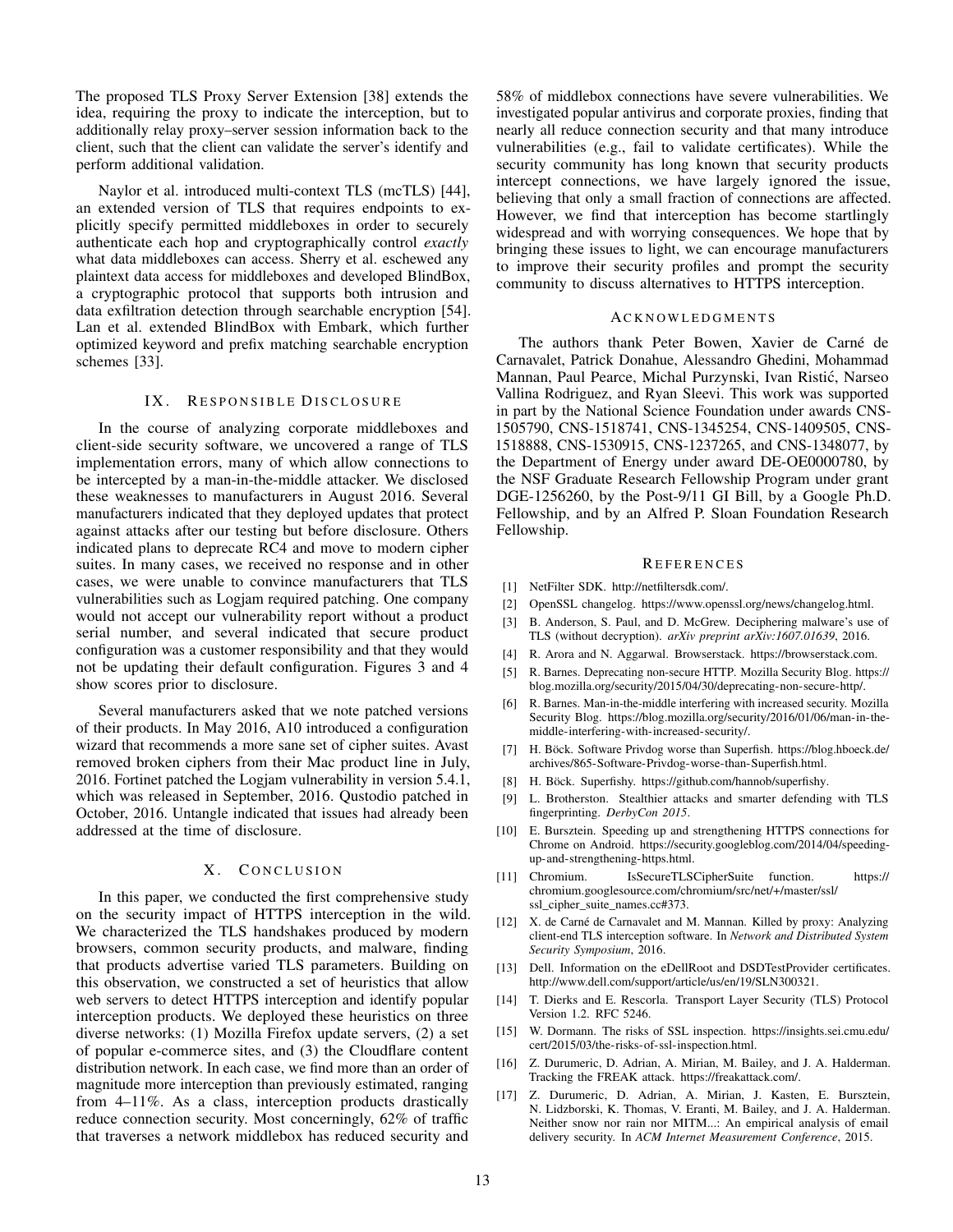The proposed TLS Proxy Server Extension [38] extends the idea, requiring the proxy to indicate the interception, but to additionally relay proxy–server session information back to the client, such that the client can validate the server's identify and perform additional validation.

Naylor et al. introduced multi-context TLS (mcTLS) [44], an extended version of TLS that requires endpoints to explicitly specify permitted middleboxes in order to securely authenticate each hop and cryptographically control *exactly* what data middleboxes can access. Sherry et al. eschewed any plaintext data access for middleboxes and developed BlindBox, a cryptographic protocol that supports both intrusion and data exfiltration detection through searchable encryption [54]. Lan et al. extended BlindBox with Embark, which further optimized keyword and prefix matching searchable encryption schemes [33].

## IX. Responsible Disclosure

In the course of analyzing corporate middleboxes and client-side security software, we uncovered a range of TLS implementation errors, many of which allow connections to be intercepted by a man-in-the-middle attacker. We disclosed these weaknesses to manufacturers in August 2016. Several manufacturers indicated that they deployed updates that protect against attacks after our testing but before disclosure. Others indicated plans to deprecate RC4 and move to modern cipher suites. In many cases, we received no response and in other cases, we were unable to convince manufacturers that TLS vulnerabilities such as Logjam required patching. One company would not accept our vulnerability report without a product serial number, and several indicated that secure product configuration was a customer responsibility and that they would not be updating their default configuration. Figures 3 and 4 show scores prior to disclosure.

Several manufacturers asked that we note patched versions of their products. In May 2016, A10 introduced a configuration wizard that recommends a more sane set of cipher suites. Avast removed broken ciphers from their Mac product line in July, 2016. Fortinet patched the Logjam vulnerability in version 5.4.1, which was released in September, 2016. Qustodio patched in October, 2016. Untangle indicated that issues had already been addressed at the time of disclosure.

## X. Conclusion

In this paper, we conducted the first comprehensive study on the security impact of HTTPS interception in the wild. We characterized the TLS handshakes produced by modern browsers, common security products, and malware, finding that products advertise varied TLS parameters. Building on this observation, we constructed a set of heuristics that allow web servers to detect HTTPS interception and identify popular interception products. We deployed these heuristics on three diverse networks: (1) Mozilla Firefox update servers, (2) a set of popular e-commerce sites, and (3) the Cloudflare content distribution network. In each case, we find more than an order of magnitude more interception than previously estimated, ranging from 4–11%. As a class, interception products drastically reduce connection security. Most concerningly, 62% of traffic that traverses a network middlebox has reduced security and 58% of middlebox connections have severe vulnerabilities. We investigated popular antivirus and corporate proxies, finding that nearly all reduce connection security and that many introduce vulnerabilities (e.g., fail to validate certificates). While the security community has long known that security products intercept connections, we have largely ignored the issue, believing that only a small fraction of connections are affected. However, we find that interception has become startlingly widespread and with worrying consequences. We hope that by bringing these issues to light, we can encourage manufacturers to improve their security profiles and prompt the security community to discuss alternatives to HTTPS interception.

## Acknowledgments

The authors thank Peter Bowen, Xavier de Carné de Carnavalet, Patrick Donahue, Alessandro Ghedini, Mohammad Mannan, Paul Pearce, Michal Purzynski, Ivan Ristić, Narseo Vallina Rodriguez, and Ryan Sleevi. This work was supported in part by the National Science Foundation under awards CNS-1505790, CNS-1518741, CNS-1345254, CNS-1409505, CNS-1518888, CNS-1530915, CNS-1237265, and CNS-1348077, by the Department of Energy under award DE-OE0000780, by the NSF Graduate Research Fellowship Program under grant DGE-1256260, by the Post-9/11 GI Bill, by a Google Ph.D. Fellowship, and by an Alfred P. Sloan Foundation Research Fellowship.

## References

[1] NetFilter SDK. http://netfiltersdk.com/.

[2] OpenSSL changelog. https://www.openssl.org/news/changelog.html.

[3] B. Anderson, S. Paul, and D. McGrew. Deciphering malware's use of TLS (without decryption). *arXiv preprint arXiv:1607.01639*, 2016.

[4] R. Arora and N. Aggarwal. Browserstack. https://browserstack.com.

[5] R. Barnes. Deprecating non-secure HTTP. Mozilla Security Blog. https://blog.mozilla.org/security/2015/04/30/deprecating-non-secure-http/.

[6] R. Barnes. Man-in-the-middle interfering with increased security. Mozilla Security Blog. https://blog.mozilla.org/security/2016/01/06/man-in-the-middle-interfering-with-increased-security/.

[7] H. Böck. Software Privdog worse than Superfish. https://blog.hboeck.de/archives/865-Software-Privdog-worse-than-Superfish.html.

[8] H. Böck. Superfishy. https://github.com/hannob/superfishy.

[9] L. Brotherston. Stealthier attacks and smarter defending with TLS fingerprinting. *DerbyCon 2015*.

[10] E. Bursztein. Speeding up and strengthening HTTPS connections for Chrome on Android. https://security.googleblog.com/2014/04/speeding-up-and-strengthening-https.html.

[11] Chromium. IsSecureTLSCipherSuite function. https://chromium.googlesource.com/chromium/src/net/+/master/ssl/ssl_cipher_suite_names.cc#373.

[12] X. de Carné de Carnavalet and M. Mannan. Killed by proxy: Analyzing client-end TLS interception software. In *Network and Distributed System Security Symposium*, 2016.

[13] Dell. Information on the eDellRoot and DSDTestProvider certificates. http://www.dell.com/support/article/us/en/19/SLN300321.

[14] T. Dierks and E. Rescorla. Transport Layer Security (TLS) Protocol Version 1.2. RFC 5246.

[15] W. Dormann. The risks of SSL inspection. https://insights.sei.cmu.edu/cert/2015/03/the-risks-of-ssl-inspection.html.

[16] Z. Durumeric, D. Adrian, A. Mirian, M. Bailey, and J. A. Halderman. Tracking the FREAK attack. https://freakattack.com/.

[17] Z. Durumeric, D. Adrian, A. Mirian, J. Kasten, E. Bursztein, N. Lidzborski, K. Thomas, V. Eranti, M. Bailey, and J. A. Halderman. Neither snow nor rain nor MITM...: An empirical analysis of email delivery security. In *ACM Internet Measurement Conference*, 2015.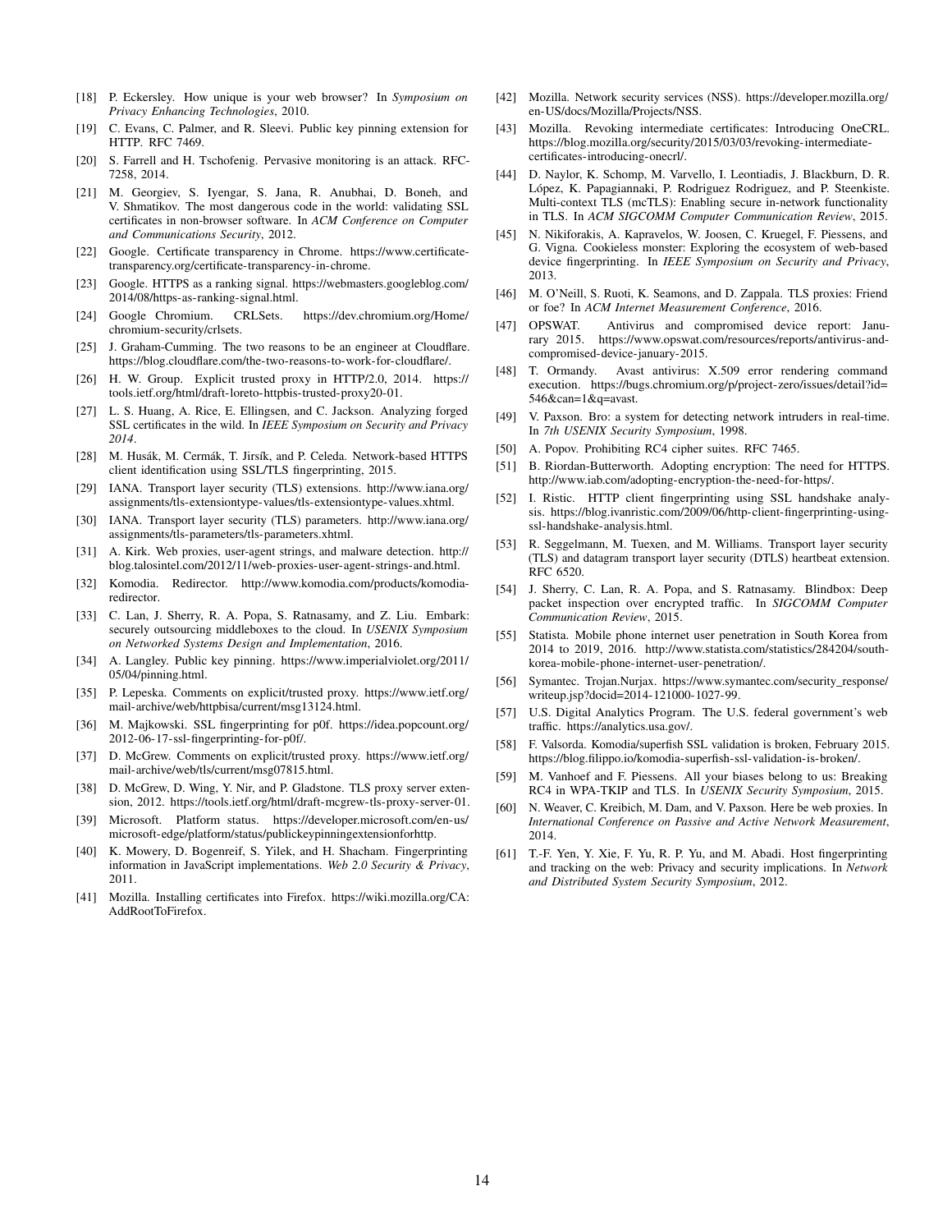[18] P. Eckersley. How unique is your web browser? In *Symposium on Privacy Enhancing Technologies*, 2010.

[19] C. Evans, C. Palmer, and R. Sleevi. Public key pinning extension for HTTP. RFC 7469.

[20] S. Farrell and H. Tschofenig. Pervasive monitoring is an attack. RFC-7258, 2014.

[21] M. Georgiev, S. Iyengar, S. Jana, R. Anubhai, D. Boneh, and V. Shmatikov. The most dangerous code in the world: validating SSL certificates in non-browser software. In *ACM Conference on Computer and Communications Security*, 2012.

[22] Google. Certificate transparency in Chrome. https://www.certificate-transparency.org/certificate-transparency-in-chrome.

[23] Google. HTTPS as a ranking signal. https://webmasters.googleblog.com/2014/08/https-as-ranking-signal.html.

[24] Google Chromium. CRLSets. https://dev.chromium.org/Home/chromium-security/crlsets.

[25] J. Graham-Cumming. The two reasons to be an engineer at Cloudflare. https://blog.cloudflare.com/the-two-reasons-to-work-for-cloudflare/.

[26] H. W. Group. Explicit trusted proxy in HTTP/2.0, 2014. https://tools.ietf.org/html/draft-loreto-httpbis-trusted-proxy20-01.

[27] L. S. Huang, A. Rice, E. Ellingsen, and C. Jackson. Analyzing forged SSL certificates in the wild. In *IEEE Symposium on Security and Privacy 2014*.

[28] M. Husák, M. Cermák, T. Jirsík, and P. Celeda. Network-based HTTPS client identification using SSL/TLS fingerprinting, 2015.

[29] IANA. Transport layer security (TLS) extensions. http://www.iana.org/assignments/tls-extensiontype-values/tls-extensiontype-values.xhtml.

[30] IANA. Transport layer security (TLS) parameters. http://www.iana.org/assignments/tls-parameters/tls-parameters.xhtml.

[31] A. Kirk. Web proxies, user-agent strings, and malware detection. http://blog.talosintel.com/2012/11/web-proxies-user-agent-strings-and.html.

[32] Komodia. Redirector. http://www.komodia.com/products/komodia-redirector.

[33] C. Lan, J. Sherry, R. A. Popa, S. Ratnasamy, and Z. Liu. Embark: securely outsourcing middleboxes to the cloud. In *USENIX Symposium on Networked Systems Design and Implementation*, 2016.

[34] A. Langley. Public key pinning. https://www.imperialviolet.org/2011/05/04/pinning.html.

[35] P. Lepeska. Comments on explicit/trusted proxy. https://www.ietf.org/mail-archive/web/httpbisa/current/msg13124.html.

[36] M. Majkowski. SSL fingerprinting for p0f. https://idea.popcount.org/2012-06-17-ssl-fingerprinting-for-p0f/.

[37] D. McGrew. Comments on explicit/trusted proxy. https://www.ietf.org/mail-archive/web/tls/current/msg07815.html.

[38] D. McGrew, D. Wing, Y. Nir, and P. Gladstone. TLS proxy server extension, 2012. https://tools.ietf.org/html/draft-mcgrew-tls-proxy-server-01.

[39] Microsoft. Platform status. https://developer.microsoft.com/en-us/microsoft-edge/platform/status/publickeypinningextensionforhttp.

[40] K. Mowery, D. Bogenreif, S. Yilek, and H. Shacham. Fingerprinting information in JavaScript implementations. *Web 2.0 Security & Privacy*, 2011.

[41] Mozilla. Installing certificates into Firefox. https://wiki.mozilla.org/CA:AddRootToFirefox.

[42] Mozilla. Network security services (NSS). https://developer.mozilla.org/en-US/docs/Mozilla/Projects/NSS.

[43] Mozilla. Revoking intermediate certificates: Introducing OneCRL. https://blog.mozilla.org/security/2015/03/03/revoking-intermediate-certificates-introducing-onecrl/.

[44] D. Naylor, K. Schomp, M. Varvello, I. Leontiadis, J. Blackburn, D. R. López, K. Papagiannaki, P. Rodriguez Rodriguez, and P. Steenkiste. Multi-context TLS (mcTLS): Enabling secure in-network functionality in TLS. In *ACM SIGCOMM Computer Communication Review*, 2015.

[45] N. Nikiforakis, A. Kapravelos, W. Joosen, C. Kruegel, F. Piessens, and G. Vigna. Cookieless monster: Exploring the ecosystem of web-based device fingerprinting. In *IEEE Symposium on Security and Privacy*, 2013.

[46] M. O'Neill, S. Ruoti, K. Seamons, and D. Zappala. TLS proxies: Friend or foe? In *ACM Internet Measurement Conference*, 2016.

[47] OPSWAT. Antivirus and compromised device report: Janurary 2015. https://www.opswat.com/resources/reports/antivirus-and-compromised-device-january-2015.

[48] T. Ormandy. Avast antivirus: X.509 error rendering command execution. https://bugs.chromium.org/p/project-zero/issues/detail?id=546&can=1&q=avast.

[49] V. Paxson. Bro: a system for detecting network intruders in real-time. In *7th USENIX Security Symposium*, 1998.

[50] A. Popov. Prohibiting RC4 cipher suites. RFC 7465.

[51] B. Riordan-Butterworth. Adopting encryption: The need for HTTPS. http://www.iab.com/adopting-encryption-the-need-for-https/.

[52] I. Ristic. HTTP client fingerprinting using SSL handshake analysis. https://blog.ivanristic.com/2009/06/http-client-fingerprinting-using-ssl-handshake-analysis.html.

[53] R. Seggelmann, M. Tuexen, and M. Williams. Transport layer security (TLS) and datagram transport layer security (DTLS) heartbeat extension. RFC 6520.

[54] J. Sherry, C. Lan, R. A. Popa, and S. Ratnasamy. Blindbox: Deep packet inspection over encrypted traffic. In *SIGCOMM Computer Communication Review*, 2015.

[55] Statista. Mobile phone internet user penetration in South Korea from 2014 to 2019, 2016. http://www.statista.com/statistics/284204/south-korea-mobile-phone-internet-user-penetration/.

[56] Symantec. Trojan.Nurjax. https://www.symantec.com/security_response/writeup.jsp?docid=2014-121000-1027-99.

[57] U.S. Digital Analytics Program. The U.S. federal government's web traffic. https://analytics.usa.gov/.

[58] F. Valsorda. Komodia/superfish SSL validation is broken, February 2015. https://blog.filippo.io/komodia-superfish-ssl-validation-is-broken/.

[59] M. Vanhoef and F. Piessens. All your biases belong to us: Breaking RC4 in WPA-TKIP and TLS. In *USENIX Security Symposium*, 2015.

[60] N. Weaver, C. Kreibich, M. Dam, and V. Paxson. Here be web proxies. In *International Conference on Passive and Active Network Measurement*, 2014.

[61] T.-F. Yen, Y. Xie, F. Yu, R. P. Yu, and M. Abadi. Host fingerprinting and tracking on the web: Privacy and security implications. In *Network and Distributed System Security Symposium*, 2012.